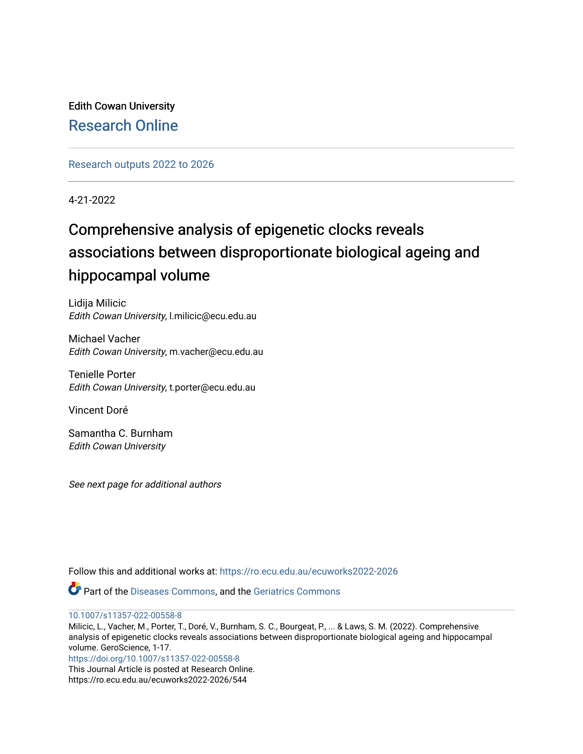Edith Cowan University

Research Online

---

Research outputs 2022 to 2026

---

4-21-2022

# Comprehensive analysis of epigenetic clocks reveals associations between disproportionate biological ageing and hippocampal volume

Lidija Milicic
*Edith Cowan University*, l.milicic@ecu.edu.au

Michael Vacher
*Edith Cowan University*, m.vacher@ecu.edu.au

Tenielle Porter
*Edith Cowan University*, t.porter@ecu.edu.au

Vincent Doré

Samantha C. Burnham
*Edith Cowan University*

*See next page for additional authors*

Follow this and additional works at: https://ro.ecu.edu.au/ecuworks2022-2026

Part of the Diseases Commons, and the Geriatrics Commons

---

10.1007/s11357-022-00558-8

Milicic, L., Vacher, M., Porter, T., Doré, V., Burnham, S. C., Bourgeat, P., ... & Laws, S. M. (2022). Comprehensive analysis of epigenetic clocks reveals associations between disproportionate biological ageing and hippocampal volume. GeroScience, 1-17.

https://doi.org/10.1007/s11357-022-00558-8

This Journal Article is posted at Research Online.

https://ro.ecu.edu.au/ecuworks2022-2026/544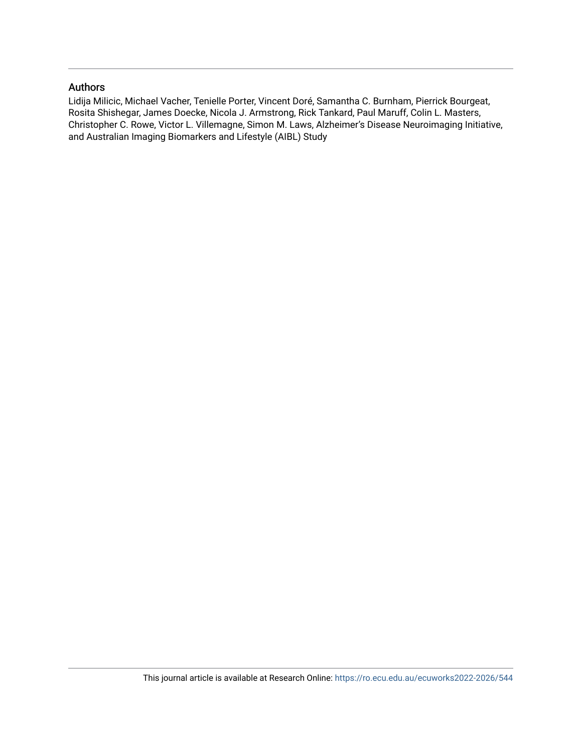## Authors

Lidija Milicic, Michael Vacher, Tenielle Porter, Vincent Doré, Samantha C. Burnham, Pierrick Bourgeat, Rosita Shishegar, James Doecke, Nicola J. Armstrong, Rick Tankard, Paul Maruff, Colin L. Masters, Christopher C. Rowe, Victor L. Villemagne, Simon M. Laws, Alzheimer's Disease Neuroimaging Initiative, and Australian Imaging Biomarkers and Lifestyle (AIBL) Study

This journal article is available at Research Online: https://ro.ecu.edu.au/ecuworks2022-2026/544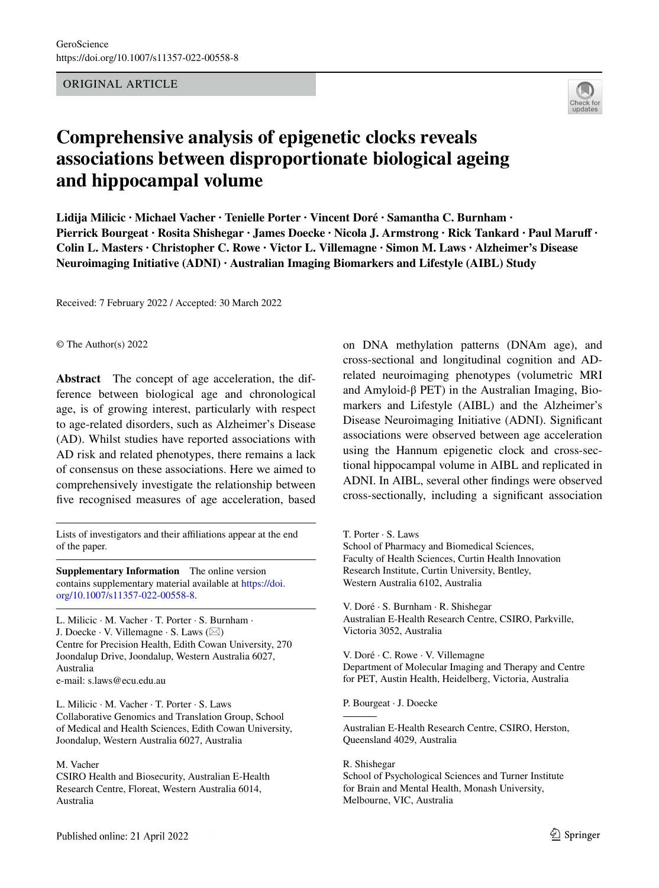GeroScience

https://doi.org/10.1007/s11357-022-00558-8

ORIGINAL ARTICLE

# Comprehensive analysis of epigenetic clocks reveals associations between disproportionate biological ageing and hippocampal volume

**Lidija Milicic · Michael Vacher · Tenielle Porter · Vincent Doré · Samantha C. Burnham · Pierrick Bourgeat · Rosita Shishegar · James Doecke · Nicola J. Armstrong · Rick Tankard · Paul Maruff · Colin L. Masters · Christopher C. Rowe · Victor L. Villemagne · Simon M. Laws · Alzheimer's Disease Neuroimaging Initiative (ADNI) · Australian Imaging Biomarkers and Lifestyle (AIBL) Study**

Received: 7 February 2022 / Accepted: 30 March 2022

© The Author(s) 2022

**Abstract** The concept of age acceleration, the difference between biological age and chronological age, is of growing interest, particularly with respect to age-related disorders, such as Alzheimer's Disease (AD). Whilst studies have reported associations with AD risk and related phenotypes, there remains a lack of consensus on these associations. Here we aimed to comprehensively investigate the relationship between five recognised measures of age acceleration, based on DNA methylation patterns (DNAm age), and cross-sectional and longitudinal cognition and AD-related neuroimaging phenotypes (volumetric MRI and Amyloid-β PET) in the Australian Imaging, Biomarkers and Lifestyle (AIBL) and the Alzheimer's Disease Neuroimaging Initiative (ADNI). Significant associations were observed between age acceleration using the Hannum epigenetic clock and cross-sectional hippocampal volume in AIBL and replicated in ADNI. In AIBL, several other findings were observed cross-sectionally, including a significant association

Lists of investigators and their affiliations appear at the end of the paper.

**Supplementary Information** The online version contains supplementary material available at https://doi.org/10.1007/s11357-022-00558-8.

L. Milicic · M. Vacher · T. Porter · S. Burnham · J. Doecke · V. Villemagne · S. Laws (✉)
Centre for Precision Health, Edith Cowan University, 270 Joondalup Drive, Joondalup, Western Australia 6027, Australia
e-mail: s.laws@ecu.edu.au

L. Milicic · M. Vacher · T. Porter · S. Laws
Collaborative Genomics and Translation Group, School of Medical and Health Sciences, Edith Cowan University, Joondalup, Western Australia 6027, Australia

M. Vacher
CSIRO Health and Biosecurity, Australian E-Health Research Centre, Floreat, Western Australia 6014, Australia

T. Porter · S. Laws
School of Pharmacy and Biomedical Sciences, Faculty of Health Sciences, Curtin Health Innovation Research Institute, Curtin University, Bentley, Western Australia 6102, Australia

V. Doré · S. Burnham · R. Shishegar
Australian E-Health Research Centre, CSIRO, Parkville, Victoria 3052, Australia

V. Doré · C. Rowe · V. Villemagne
Department of Molecular Imaging and Therapy and Centre for PET, Austin Health, Heidelberg, Victoria, Australia

P. Bourgeat · J. Doecke

Australian E-Health Research Centre, CSIRO, Herston, Queensland 4029, Australia

R. Shishegar
School of Psychological Sciences and Turner Institute for Brain and Mental Health, Monash University, Melbourne, VIC, Australia

Published online: 21 April 2022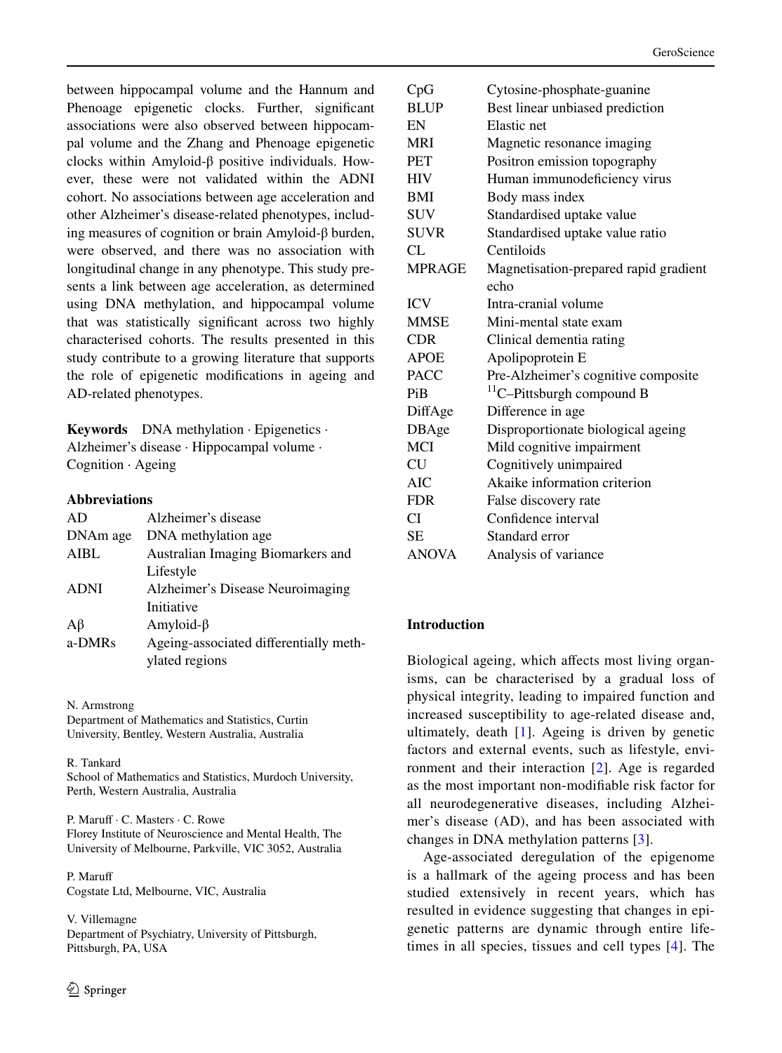between hippocampal volume and the Hannum and Phenoage epigenetic clocks. Further, significant associations were also observed between hippocampal volume and the Zhang and Phenoage epigenetic clocks within Amyloid-β positive individuals. However, these were not validated within the ADNI cohort. No associations between age acceleration and other Alzheimer's disease-related phenotypes, including measures of cognition or brain Amyloid-β burden, were observed, and there was no association with longitudinal change in any phenotype. This study presents a link between age acceleration, as determined using DNA methylation, and hippocampal volume that was statistically significant across two highly characterised cohorts. The results presented in this study contribute to a growing literature that supports the role of epigenetic modifications in ageing and AD-related phenotypes.

**Keywords** DNA methylation · Epigenetics · Alzheimer's disease · Hippocampal volume · Cognition · Ageing

**Abbreviations**

| | |
|---|---|
| AD | Alzheimer's disease |
| DNAm age | DNA methylation age |
| AIBL | Australian Imaging Biomarkers and Lifestyle |
| ADNI | Alzheimer's Disease Neuroimaging Initiative |
| Aβ | Amyloid-β |
| a-DMRs | Ageing-associated differentially methylated regions |
| CpG | Cytosine-phosphate-guanine |
| BLUP | Best linear unbiased prediction |
| EN | Elastic net |
| MRI | Magnetic resonance imaging |
| PET | Positron emission topography |
| HIV | Human immunodeficiency virus |
| BMI | Body mass index |
| SUV | Standardised uptake value |
| SUVR | Standardised uptake value ratio |
| CL | Centiloids |
| MPRAGE | Magnetisation-prepared rapid gradient echo |
| ICV | Intra-cranial volume |
| MMSE | Mini-mental state exam |
| CDR | Clinical dementia rating |
| APOE | Apolipoprotein E |
| PACC | Pre-Alzheimer's cognitive composite |
| PiB | $^{11}$C–Pittsburgh compound B |
| DiffAge | Difference in age |
| DBAge | Disproportionate biological ageing |
| MCI | Mild cognitive impairment |
| CU | Cognitively unimpaired |
| AIC | Akaike information criterion |
| FDR | False discovery rate |
| CI | Confidence interval |
| SE | Standard error |
| ANOVA | Analysis of variance |

N. Armstrong
Department of Mathematics and Statistics, Curtin University, Bentley, Western Australia, Australia

R. Tankard
School of Mathematics and Statistics, Murdoch University, Perth, Western Australia, Australia

P. Maruff · C. Masters · C. Rowe
Florey Institute of Neuroscience and Mental Health, The University of Melbourne, Parkville, VIC 3052, Australia

P. Maruff
Cogstate Ltd, Melbourne, VIC, Australia

V. Villemagne
Department of Psychiatry, University of Pittsburgh, Pittsburgh, PA, USA

## Introduction

Biological ageing, which affects most living organisms, can be characterised by a gradual loss of physical integrity, leading to impaired function and increased susceptibility to age-related disease and, ultimately, death [1]. Ageing is driven by genetic factors and external events, such as lifestyle, environment and their interaction [2]. Age is regarded as the most important non-modifiable risk factor for all neurodegenerative diseases, including Alzheimer's disease (AD), and has been associated with changes in DNA methylation patterns [3].

Age-associated deregulation of the epigenome is a hallmark of the ageing process and has been studied extensively in recent years, which has resulted in evidence suggesting that changes in epigenetic patterns are dynamic through entire lifetimes in all species, tissues and cell types [4]. The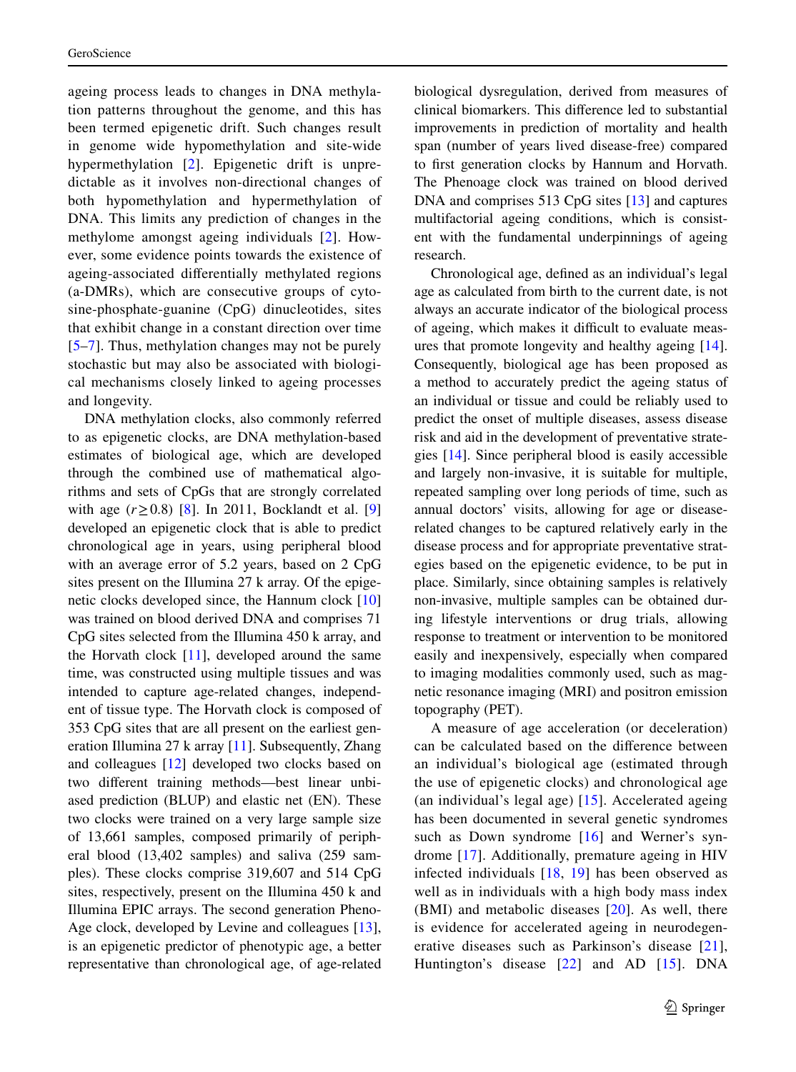ageing process leads to changes in DNA methylation patterns throughout the genome, and this has been termed epigenetic drift. Such changes result in genome wide hypomethylation and site-wide hypermethylation [2]. Epigenetic drift is unpredictable as it involves non-directional changes of both hypomethylation and hypermethylation of DNA. This limits any prediction of changes in the methylome amongst ageing individuals [2]. However, some evidence points towards the existence of ageing-associated differentially methylated regions (a-DMRs), which are consecutive groups of cytosine-phosphate-guanine (CpG) dinucleotides, sites that exhibit change in a constant direction over time [5–7]. Thus, methylation changes may not be purely stochastic but may also be associated with biological mechanisms closely linked to ageing processes and longevity.

DNA methylation clocks, also commonly referred to as epigenetic clocks, are DNA methylation-based estimates of biological age, which are developed through the combined use of mathematical algorithms and sets of CpGs that are strongly correlated with age ($r \geq 0.8$) [8]. In 2011, Bocklandt et al. [9] developed an epigenetic clock that is able to predict chronological age in years, using peripheral blood with an average error of 5.2 years, based on 2 CpG sites present on the Illumina 27 k array. Of the epigenetic clocks developed since, the Hannum clock [10] was trained on blood derived DNA and comprises 71 CpG sites selected from the Illumina 450 k array, and the Horvath clock [11], developed around the same time, was constructed using multiple tissues and was intended to capture age-related changes, independent of tissue type. The Horvath clock is composed of 353 CpG sites that are all present on the earliest generation Illumina 27 k array [11]. Subsequently, Zhang and colleagues [12] developed two clocks based on two different training methods—best linear unbiased prediction (BLUP) and elastic net (EN). These two clocks were trained on a very large sample size of 13,661 samples, composed primarily of peripheral blood (13,402 samples) and saliva (259 samples). These clocks comprise 319,607 and 514 CpG sites, respectively, present on the Illumina 450 k and Illumina EPIC arrays. The second generation PhenoAge clock, developed by Levine and colleagues [13], is an epigenetic predictor of phenotypic age, a better representative than chronological age, of age-related biological dysregulation, derived from measures of clinical biomarkers. This difference led to substantial improvements in prediction of mortality and health span (number of years lived disease-free) compared to first generation clocks by Hannum and Horvath. The Phenoage clock was trained on blood derived DNA and comprises 513 CpG sites [13] and captures multifactorial ageing conditions, which is consistent with the fundamental underpinnings of ageing research.

Chronological age, defined as an individual's legal age as calculated from birth to the current date, is not always an accurate indicator of the biological process of ageing, which makes it difficult to evaluate measures that promote longevity and healthy ageing [14]. Consequently, biological age has been proposed as a method to accurately predict the ageing status of an individual or tissue and could be reliably used to predict the onset of multiple diseases, assess disease risk and aid in the development of preventative strategies [14]. Since peripheral blood is easily accessible and largely non-invasive, it is suitable for multiple, repeated sampling over long periods of time, such as annual doctors' visits, allowing for age or disease-related changes to be captured relatively early in the disease process and for appropriate preventative strategies based on the epigenetic evidence, to be put in place. Similarly, since obtaining samples is relatively non-invasive, multiple samples can be obtained during lifestyle interventions or drug trials, allowing response to treatment or intervention to be monitored easily and inexpensively, especially when compared to imaging modalities commonly used, such as magnetic resonance imaging (MRI) and positron emission topography (PET).

A measure of age acceleration (or deceleration) can be calculated based on the difference between an individual's biological age (estimated through the use of epigenetic clocks) and chronological age (an individual's legal age) [15]. Accelerated ageing has been documented in several genetic syndromes such as Down syndrome [16] and Werner's syndrome [17]. Additionally, premature ageing in HIV infected individuals [18, 19] has been observed as well as in individuals with a high body mass index (BMI) and metabolic diseases [20]. As well, there is evidence for accelerated ageing in neurodegenerative diseases such as Parkinson's disease [21], Huntington's disease [22] and AD [15]. DNA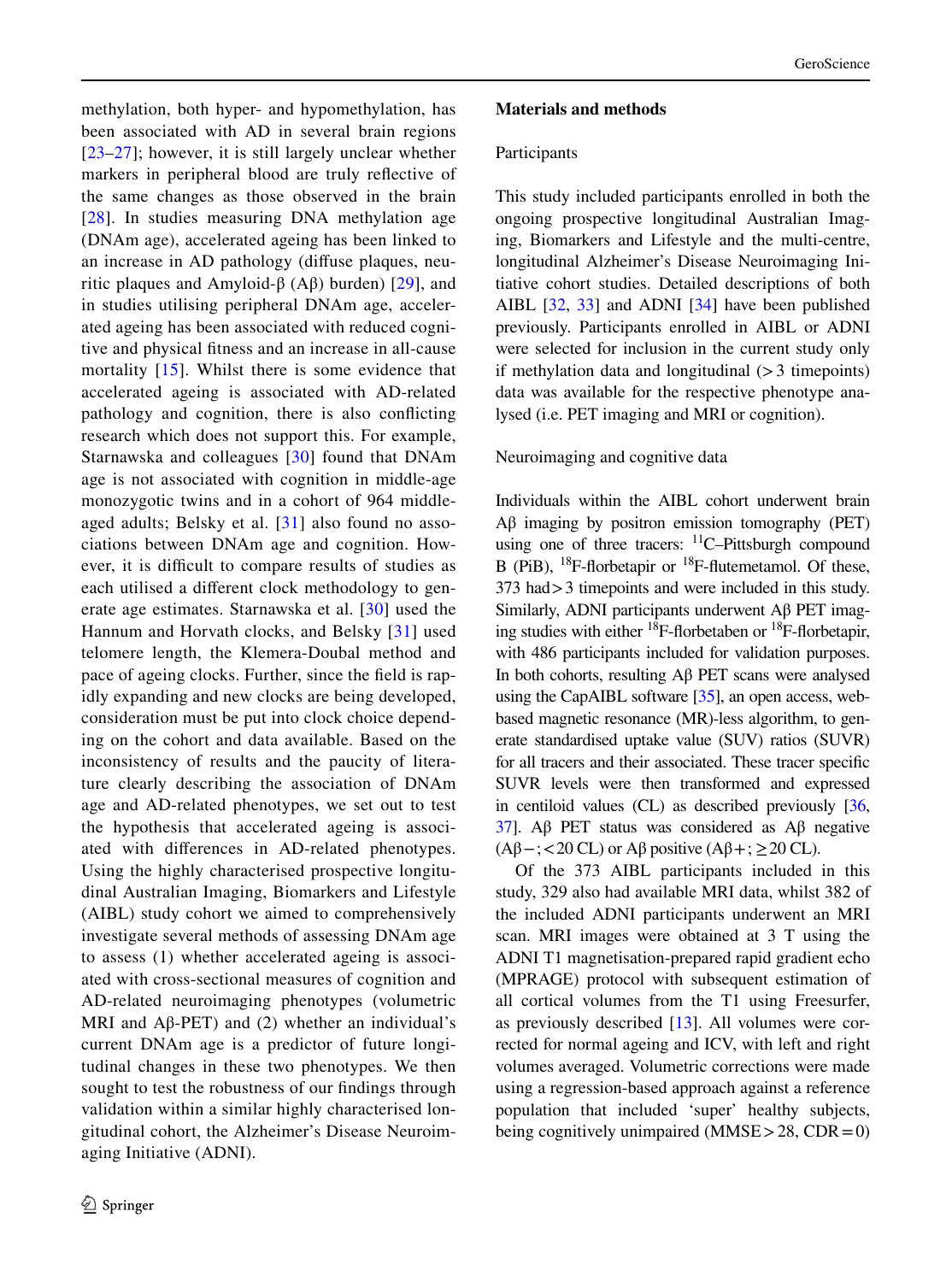methylation, both hyper- and hypomethylation, has been associated with AD in several brain regions [23–27]; however, it is still largely unclear whether markers in peripheral blood are truly reflective of the same changes as those observed in the brain [28]. In studies measuring DNA methylation age (DNAm age), accelerated ageing has been linked to an increase in AD pathology (diffuse plaques, neuritic plaques and Amyloid-β (Aβ) burden) [29], and in studies utilising peripheral DNAm age, accelerated ageing has been associated with reduced cognitive and physical fitness and an increase in all-cause mortality [15]. Whilst there is some evidence that accelerated ageing is associated with AD-related pathology and cognition, there is also conflicting research which does not support this. For example, Starnawska and colleagues [30] found that DNAm age is not associated with cognition in middle-age monozygotic twins and in a cohort of 964 middle-aged adults; Belsky et al. [31] also found no associations between DNAm age and cognition. However, it is difficult to compare results of studies as each utilised a different clock methodology to generate age estimates. Starnawska et al. [30] used the Hannum and Horvath clocks, and Belsky [31] used telomere length, the Klemera-Doubal method and pace of ageing clocks. Further, since the field is rapidly expanding and new clocks are being developed, consideration must be put into clock choice depending on the cohort and data available. Based on the inconsistency of results and the paucity of literature clearly describing the association of DNAm age and AD-related phenotypes, we set out to test the hypothesis that accelerated ageing is associated with differences in AD-related phenotypes. Using the highly characterised prospective longitudinal Australian Imaging, Biomarkers and Lifestyle (AIBL) study cohort we aimed to comprehensively investigate several methods of assessing DNAm age to assess (1) whether accelerated ageing is associated with cross-sectional measures of cognition and AD-related neuroimaging phenotypes (volumetric MRI and Aβ-PET) and (2) whether an individual's current DNAm age is a predictor of future longitudinal changes in these two phenotypes. We then sought to test the robustness of our findings through validation within a similar highly characterised longitudinal cohort, the Alzheimer's Disease Neuroimaging Initiative (ADNI).

## Materials and methods

### Participants

This study included participants enrolled in both the ongoing prospective longitudinal Australian Imaging, Biomarkers and Lifestyle and the multi-centre, longitudinal Alzheimer's Disease Neuroimaging Initiative cohort studies. Detailed descriptions of both AIBL [32, 33] and ADNI [34] have been published previously. Participants enrolled in AIBL or ADNI were selected for inclusion in the current study only if methylation data and longitudinal (> 3 timepoints) data was available for the respective phenotype analysed (i.e. PET imaging and MRI or cognition).

### Neuroimaging and cognitive data

Individuals within the AIBL cohort underwent brain Aβ imaging by positron emission tomography (PET) using one of three tracers: $^{11}$C–Pittsburgh compound B (PiB), $^{18}$F-florbetapir or $^{18}$F-flutemetamol. Of these, 373 had > 3 timepoints and were included in this study. Similarly, ADNI participants underwent Aβ PET imaging studies with either $^{18}$F-florbetaben or $^{18}$F-florbetapir, with 486 participants included for validation purposes. In both cohorts, resulting Aβ PET scans were analysed using the CapAIBL software [35], an open access, web-based magnetic resonance (MR)-less algorithm, to generate standardised uptake value (SUV) ratios (SUVR) for all tracers and their associated. These tracer specific SUVR levels were then transformed and expressed in centiloid values (CL) as described previously [36, 37]. Aβ PET status was considered as Aβ negative (Aβ−; < 20 CL) or Aβ positive (Aβ+; ≥ 20 CL).

Of the 373 AIBL participants included in this study, 329 also had available MRI data, whilst 382 of the included ADNI participants underwent an MRI scan. MRI images were obtained at 3 T using the ADNI T1 magnetisation-prepared rapid gradient echo (MPRAGE) protocol with subsequent estimation of all cortical volumes from the T1 using Freesurfer, as previously described [13]. All volumes were corrected for normal ageing and ICV, with left and right volumes averaged. Volumetric corrections were made using a regression-based approach against a reference population that included 'super' healthy subjects, being cognitively unimpaired (MMSE > 28, CDR = 0)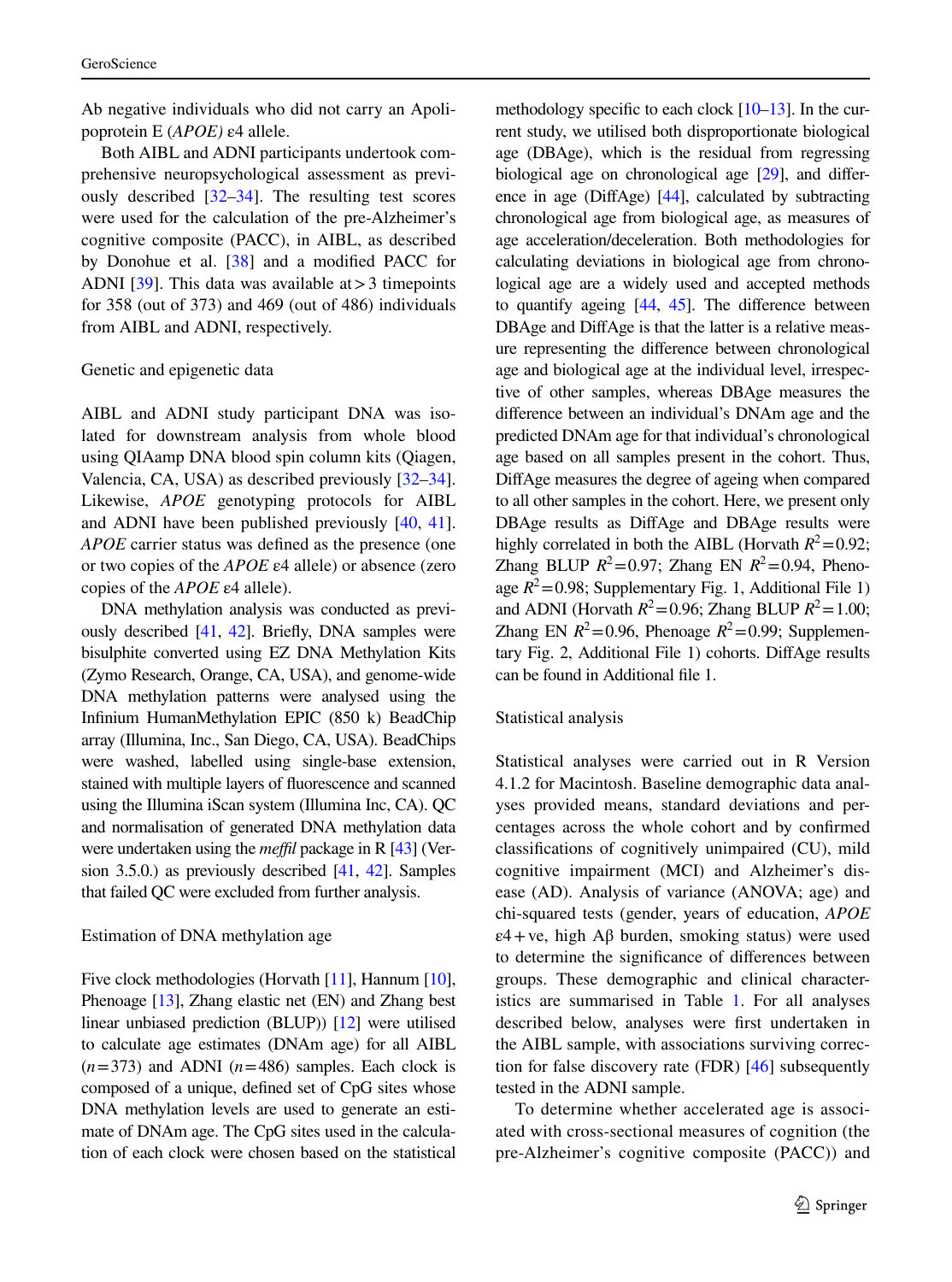Ab negative individuals who did not carry an Apolipoprotein E (*APOE)* ε4 allele.

Both AIBL and ADNI participants undertook comprehensive neuropsychological assessment as previously described [32–34]. The resulting test scores were used for the calculation of the pre-Alzheimer's cognitive composite (PACC), in AIBL, as described by Donohue et al. [38] and a modified PACC for ADNI [39]. This data was available at > 3 timepoints for 358 (out of 373) and 469 (out of 486) individuals from AIBL and ADNI, respectively.

### Genetic and epigenetic data

AIBL and ADNI study participant DNA was isolated for downstream analysis from whole blood using QIAamp DNA blood spin column kits (Qiagen, Valencia, CA, USA) as described previously [32–34]. Likewise, *APOE* genotyping protocols for AIBL and ADNI have been published previously [40, 41]. *APOE* carrier status was defined as the presence (one or two copies of the *APOE* ε4 allele) or absence (zero copies of the *APOE* ε4 allele).

DNA methylation analysis was conducted as previously described [41, 42]. Briefly, DNA samples were bisulphite converted using EZ DNA Methylation Kits (Zymo Research, Orange, CA, USA), and genome-wide DNA methylation patterns were analysed using the Infinium HumanMethylation EPIC (850 k) BeadChip array (Illumina, Inc., San Diego, CA, USA). BeadChips were washed, labelled using single-base extension, stained with multiple layers of fluorescence and scanned using the Illumina iScan system (Illumina Inc, CA). QC and normalisation of generated DNA methylation data were undertaken using the *meffil* package in R [43] (Version 3.5.0.) as previously described [41, 42]. Samples that failed QC were excluded from further analysis.

### Estimation of DNA methylation age

Five clock methodologies (Horvath [11], Hannum [10], Phenoage [13], Zhang elastic net (EN) and Zhang best linear unbiased prediction (BLUP)) [12] were utilised to calculate age estimates (DNAm age) for all AIBL ($n = 373$) and ADNI ($n = 486$) samples. Each clock is composed of a unique, defined set of CpG sites whose DNA methylation levels are used to generate an estimate of DNAm age. The CpG sites used in the calculation of each clock were chosen based on the statistical methodology specific to each clock [10–13]. In the current study, we utilised both disproportionate biological age (DBAge), which is the residual from regressing biological age on chronological age [29], and difference in age (DiffAge) [44], calculated by subtracting chronological age from biological age, as measures of age acceleration/deceleration. Both methodologies for calculating deviations in biological age from chronological age are a widely used and accepted methods to quantify ageing [44, 45]. The difference between DBAge and DiffAge is that the latter is a relative measure representing the difference between chronological age and biological age at the individual level, irrespective of other samples, whereas DBAge measures the difference between an individual's DNAm age and the predicted DNAm age for that individual's chronological age based on all samples present in the cohort. Thus, DiffAge measures the degree of ageing when compared to all other samples in the cohort. Here, we present only DBAge results as DiffAge and DBAge results were highly correlated in both the AIBL (Horvath $R^2 = 0.92$; Zhang BLUP $R^2 = 0.97$; Zhang EN $R^2 = 0.94$, Phenoage $R^2 = 0.98$; Supplementary Fig. 1, Additional File 1) and ADNI (Horvath $R^2 = 0.96$; Zhang BLUP $R^2 = 1.00$; Zhang EN $R^2 = 0.96$, Phenoage $R^2 = 0.99$; Supplementary Fig. 2, Additional File 1) cohorts. DiffAge results can be found in Additional file 1.

### Statistical analysis

Statistical analyses were carried out in R Version 4.1.2 for Macintosh. Baseline demographic data analyses provided means, standard deviations and percentages across the whole cohort and by confirmed classifications of cognitively unimpaired (CU), mild cognitive impairment (MCI) and Alzheimer's disease (AD). Analysis of variance (ANOVA; age) and chi-squared tests (gender, years of education, *APOE* ε4 + ve, high Aβ burden, smoking status) were used to determine the significance of differences between groups. These demographic and clinical characteristics are summarised in Table 1. For all analyses described below, analyses were first undertaken in the AIBL sample, with associations surviving correction for false discovery rate (FDR) [46] subsequently tested in the ADNI sample.

To determine whether accelerated age is associated with cross-sectional measures of cognition (the pre-Alzheimer's cognitive composite (PACC)) and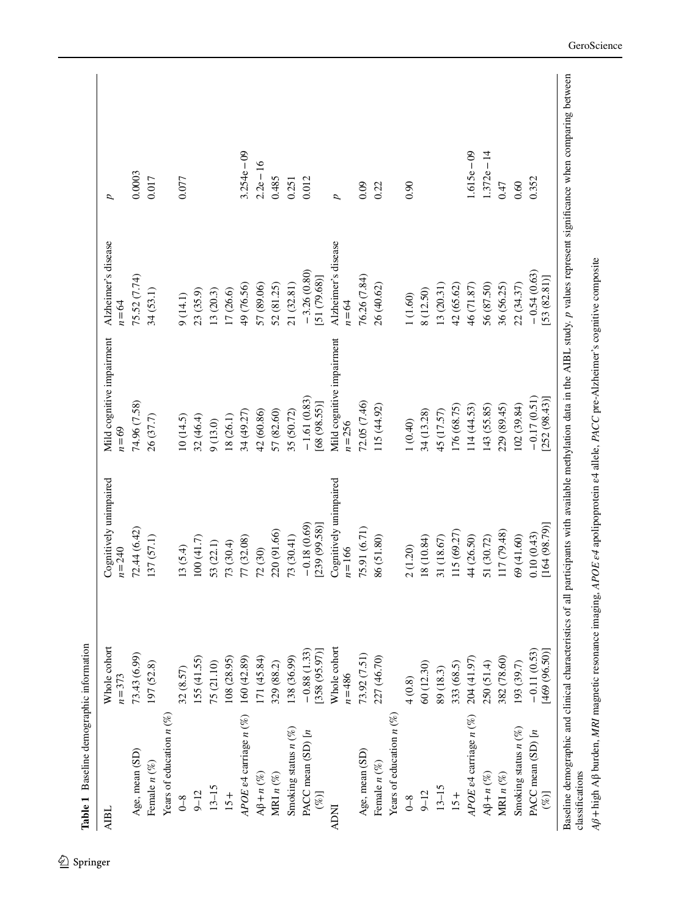**Table 1** Baseline demographic information

| AIBL | Whole cohort $n=373$ | Cognitively unimpaired $n=240$ | Mild cognitive impairment $n=69$ | Alzheimer's disease $n=64$ | $p$ |
|---|---|---|---|---|---|
| Age, mean (SD) | 73.43 (6.99) | 72.44 (6.42) | 74.96 (7.58) | 75.52 (7.74) | 0.0003 |
| Female $n$ (%) | 197 (52.8) | 137 (57.1) | 26 (37.7) | 34 (53.1) | 0.017 |
| Years of education $n$ (%) | | | | | |
| 0–8 | 32 (8.57) | 13 (5.4) | 10 (14.5) | 9 (14.1) | 0.077 |
| 9–12 | 155 (41.55) | 100 (41.7) | 32 (46.4) | 23 (35.9) | |
| 13–15 | 75 (21.10) | 53 (22.1) | 9 (13.0) | 13 (20.3) | |
| 15+ | 108 (28.95) | 73 (30.4) | 18 (26.1) | 17 (26.6) | |
| *APOE* ε4 carriage $n$ (%) | 160 (42.89) | 77 (32.08) | 34 (49.27) | 49 (76.56) | 3.254e−09 |
| Aβ+ $n$ (%) | 171 (45.84) | 72 (30) | 42 (60.86) | 57 (89.06) | 2.2e−16 |
| MRI $n$ (%) | 329 (88.2) | 220 (91.66) | 57 (82.60) | 52 (81.25) | 0.485 |
| Smoking status $n$ (%) | 138 (36.99) | 73 (30.41) | 35 (50.72) | 21 (32.81) | 0.251 |
| PACC mean (SD) [$n$ (%)] | −0.88 (1.33) [358 (95.97)] | −0.18 (0.69) [239 (99.58)] | −1.61 (0.83) [68 (98.55)] | −3.26 (0.80) [51 (79.68)] | 0.012 |
| **ADNI** | **Whole cohort $n=486$** | **Cognitively unimpaired $n=166$** | **Mild cognitive impairment $n=256$** | **Alzheimer's disease $n=64$** | **$p$** |
| Age, mean (SD) | 73.92 (7.51) | 75.91 (6.71) | 72.05 (7.46) | 76.26 (7.84) | 0.09 |
| Female $n$ (%) | 227 (46.70) | 86 (51.80) | 115 (44.92) | 26 (40.62) | 0.22 |
| Years of education $n$ (%) | | | | | |
| 0–8 | 4 (0.8) | 2 (1.20) | 1 (0.40) | 1 (1.60) | 0.90 |
| 9–12 | 60 (12.30) | 18 (10.84) | 34 (13.28) | 8 (12.50) | |
| 13–15 | 89 (18.3) | 31 (18.67) | 45 (17.57) | 13 (20.31) | |
| 15+ | 333 (68.5) | 115 (69.27) | 176 (68.75) | 42 (65.62) | |
| *APOE* ε4 carriage $n$ (%) | 204 (41.97) | 44 (26.50) | 114 (44.53) | 46 (71.87) | 1.615e−09 |
| Aβ+ $n$ (%) | 250 (51.4) | 51 (30.72) | 143 (55.85) | 56 (87.50) | 1.372e−14 |
| MRI $n$ (%) | 382 (78.60) | 117 (79.48) | 229 (89.45) | 36 (56.25) | 0.47 |
| Smoking status $n$ (%) | 193 (39.7) | 69 (41.60) | 102 (39.84) | 22 (34.37) | 0.60 |
| PACC mean (SD) [$n$ (%)] | −0.11 (0.53) [469 (96.50)] | 0.10 (0.43) [164 (98.79)] | −0.17 (0.51) [252 (98.43)] | −0.54 (0.63) [53 (82.81)] | 0.352 |

Baseline demographic and clinical characteristics of all participants with available methylation data in the AIBL study. $p$ values represent significance when comparing between classifications

*Aβ+* high Aβ burden, *MRI* magnetic resonance imaging, *APOE ε4* apolipoprotein ε4 allele, *PACC* pre-Alzheimer's cognitive composite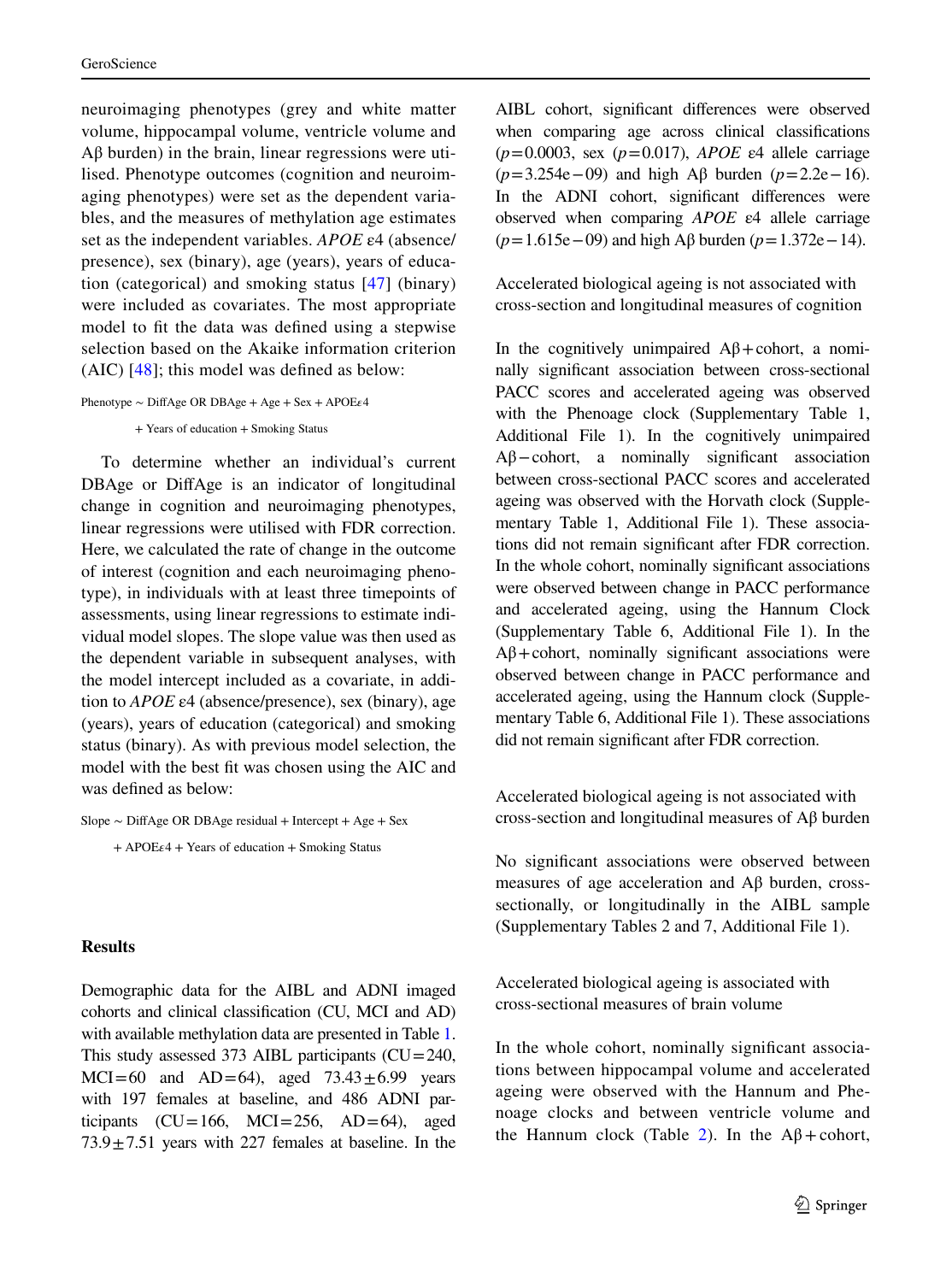neuroimaging phenotypes (grey and white matter volume, hippocampal volume, ventricle volume and Aβ burden) in the brain, linear regressions were utilised. Phenotype outcomes (cognition and neuroimaging phenotypes) were set as the dependent variables, and the measures of methylation age estimates set as the independent variables. *APOE* ε4 (absence/presence), sex (binary), age (years), years of education (categorical) and smoking status [47] (binary) were included as covariates. The most appropriate model to fit the data was defined using a stepwise selection based on the Akaike information criterion (AIC) [48]; this model was defined as below:

$$\text{Phenotype} \sim \text{DiffAge OR DBAge} + \text{Age} + \text{Sex} + \text{APOE}\varepsilon 4 + \text{Years of education} + \text{Smoking Status}$$

To determine whether an individual's current DBAge or DiffAge is an indicator of longitudinal change in cognition and neuroimaging phenotypes, linear regressions were utilised with FDR correction. Here, we calculated the rate of change in the outcome of interest (cognition and each neuroimaging phenotype), in individuals with at least three timepoints of assessments, using linear regressions to estimate individual model slopes. The slope value was then used as the dependent variable in subsequent analyses, with the model intercept included as a covariate, in addition to *APOE* ε4 (absence/presence), sex (binary), age (years), years of education (categorical) and smoking status (binary). As with previous model selection, the model with the best fit was chosen using the AIC and was defined as below:

$$\text{Slope} \sim \text{DiffAge OR DBAge residual} + \text{Intercept} + \text{Age} + \text{Sex} + \text{APOE}\varepsilon 4 + \text{Years of education} + \text{Smoking Status}$$

## Results

Demographic data for the AIBL and ADNI imaged cohorts and clinical classification (CU, MCI and AD) with available methylation data are presented in Table 1. This study assessed 373 AIBL participants (CU = 240, MCI = 60 and AD = 64), aged 73.43 ± 6.99 years with 197 females at baseline, and 486 ADNI participants (CU = 166, MCI = 256, AD = 64), aged 73.9 ± 7.51 years with 227 females at baseline. In the AIBL cohort, significant differences were observed when comparing age across clinical classifications ($p = 0.0003$, sex ($p = 0.017$), *APOE* ε4 allele carriage ($p = 3.254\text{e}-09$) and high Aβ burden ($p = 2.2\text{e}-16$). In the ADNI cohort, significant differences were observed when comparing *APOE* ε4 allele carriage ($p = 1.615\text{e}-09$) and high Aβ burden ($p = 1.372\text{e}-14$).

### Accelerated biological ageing is not associated with cross-section and longitudinal measures of cognition

In the cognitively unimpaired Aβ+ cohort, a nominally significant association between cross-sectional PACC scores and accelerated ageing was observed with the Phenoage clock (Supplementary Table 1, Additional File 1). In the cognitively unimpaired Aβ− cohort, a nominally significant association between cross-sectional PACC scores and accelerated ageing was observed with the Horvath clock (Supplementary Table 1, Additional File 1). These associations did not remain significant after FDR correction. In the whole cohort, nominally significant associations were observed between change in PACC performance and accelerated ageing, using the Hannum Clock (Supplementary Table 6, Additional File 1). In the Aβ+ cohort, nominally significant associations were observed between change in PACC performance and accelerated ageing, using the Hannum clock (Supplementary Table 6, Additional File 1). These associations did not remain significant after FDR correction.

### Accelerated biological ageing is not associated with cross-section and longitudinal measures of Aβ burden

No significant associations were observed between measures of age acceleration and Aβ burden, cross-sectionally, or longitudinally in the AIBL sample (Supplementary Tables 2 and 7, Additional File 1).

### Accelerated biological ageing is associated with cross-sectional measures of brain volume

In the whole cohort, nominally significant associations between hippocampal volume and accelerated ageing were observed with the Hannum and Phenoage clocks and between ventricle volume and the Hannum clock (Table 2). In the Aβ+ cohort,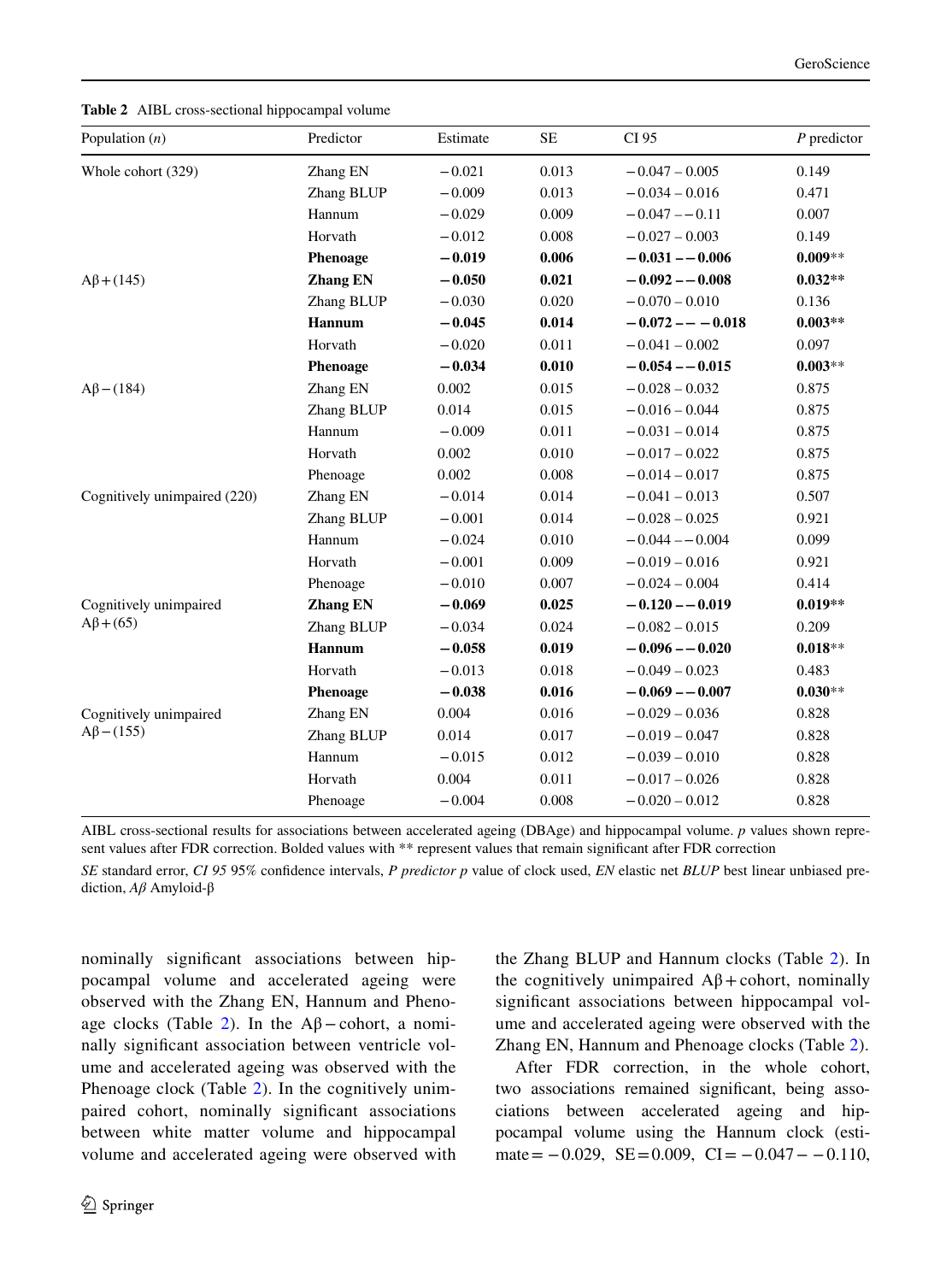**Table 2** AIBL cross-sectional hippocampal volume

| Population ($n$) | Predictor | Estimate | SE | CI 95 | *P* predictor |
|---|---|---|---|---|---|
| Whole cohort (329) | Zhang EN | −0.021 | 0.013 | −0.047 – 0.005 | 0.149 |
| | Zhang BLUP | −0.009 | 0.013 | −0.034 – 0.016 | 0.471 |
| | Hannum | −0.029 | 0.009 | −0.047 – −0.11 | 0.007 |
| | Horvath | −0.012 | 0.008 | −0.027 – 0.003 | 0.149 |
| | **Phenoage** | **−0.019** | **0.006** | **−0.031 – −0.006** | **0.009**** |
| Aβ+(145) | **Zhang EN** | **−0.050** | **0.021** | **−0.092 – −0.008** | **0.032**** |
| | Zhang BLUP | −0.030 | 0.020 | −0.070 – 0.010 | 0.136 |
| | **Hannum** | **−0.045** | **0.014** | **−0.072 – − −0.018** | **0.003**** |
| | Horvath | −0.020 | 0.011 | −0.041 – 0.002 | 0.097 |
| | **Phenoage** | **−0.034** | **0.010** | **−0.054 – −0.015** | **0.003**** |
| Aβ−(184) | Zhang EN | 0.002 | 0.015 | −0.028 – 0.032 | 0.875 |
| | Zhang BLUP | 0.014 | 0.015 | −0.016 – 0.044 | 0.875 |
| | Hannum | −0.009 | 0.011 | −0.031 – 0.014 | 0.875 |
| | Horvath | 0.002 | 0.010 | −0.017 – 0.022 | 0.875 |
| | Phenoage | 0.002 | 0.008 | −0.014 – 0.017 | 0.875 |
| Cognitively unimpaired (220) | Zhang EN | −0.014 | 0.014 | −0.041 – 0.013 | 0.507 |
| | Zhang BLUP | −0.001 | 0.014 | −0.028 – 0.025 | 0.921 |
| | Hannum | −0.024 | 0.010 | −0.044 – −0.004 | 0.099 |
| | Horvath | −0.001 | 0.009 | −0.019 – 0.016 | 0.921 |
| | Phenoage | −0.010 | 0.007 | −0.024 – 0.004 | 0.414 |
| Cognitively unimpaired Aβ+(65) | **Zhang EN** | **−0.069** | **0.025** | **−0.120 – −0.019** | **0.019**** |
| | Zhang BLUP | −0.034 | 0.024 | −0.082 – 0.015 | 0.209 |
| | **Hannum** | **−0.058** | **0.019** | **−0.096 – −0.020** | **0.018**** |
| | Horvath | −0.013 | 0.018 | −0.049 – 0.023 | 0.483 |
| | **Phenoage** | **−0.038** | **0.016** | **−0.069 – −0.007** | **0.030**** |
| Cognitively unimpaired Aβ−(155) | Zhang EN | 0.004 | 0.016 | −0.029 – 0.036 | 0.828 |
| | Zhang BLUP | 0.014 | 0.017 | −0.019 – 0.047 | 0.828 |
| | Hannum | −0.015 | 0.012 | −0.039 – 0.010 | 0.828 |
| | Horvath | 0.004 | 0.011 | −0.017 – 0.026 | 0.828 |
| | Phenoage | −0.004 | 0.008 | −0.020 – 0.012 | 0.828 |

AIBL cross-sectional results for associations between accelerated ageing (DBAge) and hippocampal volume. *p* values shown represent values after FDR correction. Bolded values with ** represent values that remain significant after FDR correction

*SE* standard error, *CI 95* 95% confidence intervals, *P predictor p* value of clock used, *EN* elastic net *BLUP* best linear unbiased prediction, *Aβ* Amyloid-β

nominally significant associations between hippocampal volume and accelerated ageing were observed with the Zhang EN, Hannum and Phenoage clocks (Table 2). In the Aβ−cohort, a nominally significant association between ventricle volume and accelerated ageing was observed with the Phenoage clock (Table 2). In the cognitively unimpaired cohort, nominally significant associations between white matter volume and hippocampal volume and accelerated ageing were observed with the Zhang BLUP and Hannum clocks (Table 2). In the cognitively unimpaired Aβ+cohort, nominally significant associations between hippocampal volume and accelerated ageing were observed with the Zhang EN, Hannum and Phenoage clocks (Table 2).

After FDR correction, in the whole cohort, two associations remained significant, being associations between accelerated ageing and hippocampal volume using the Hannum clock (estimate = −0.029, SE = 0.009, CI = −0.047 – −0.110,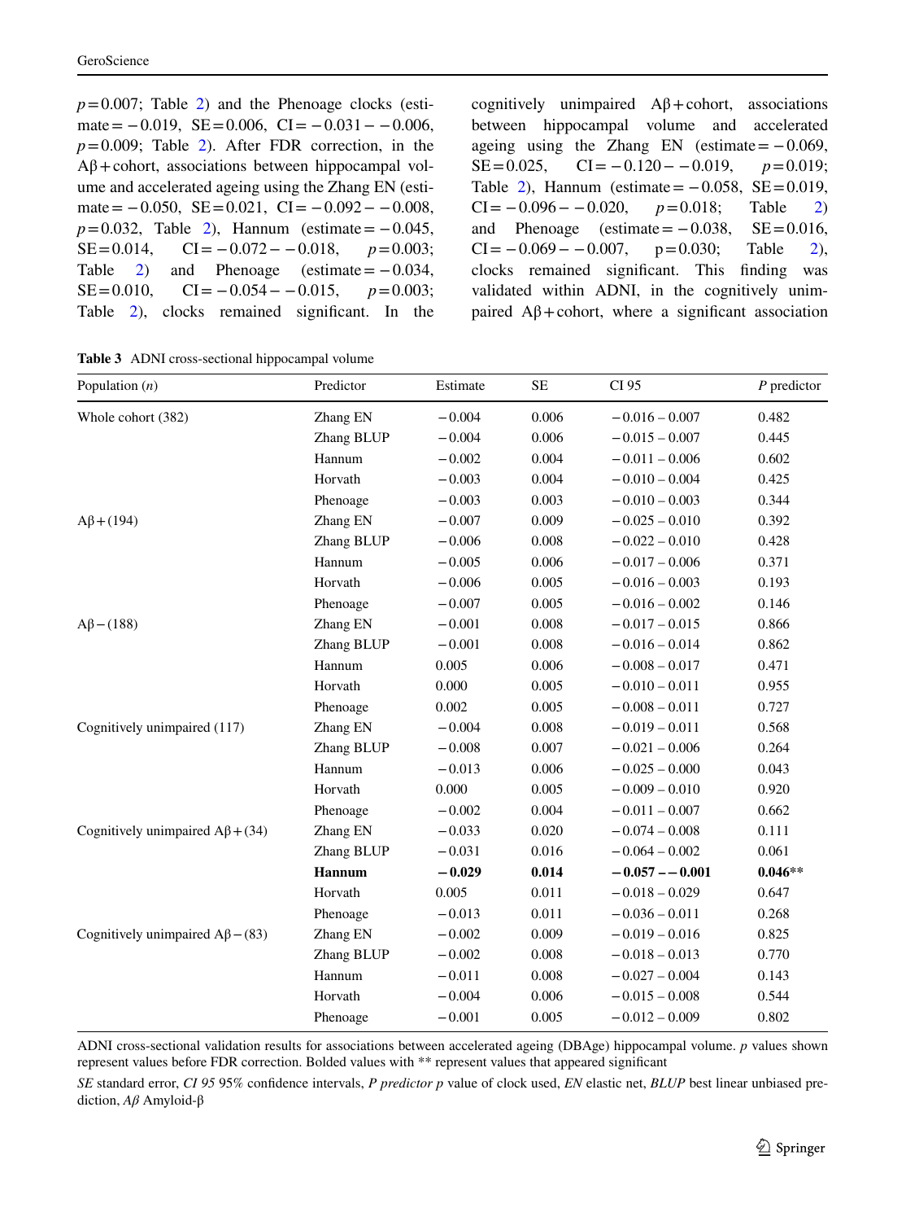$p = 0.007$; Table 2) and the Phenoage clocks (estimate = −0.019, SE = 0.006, CI = −0.031 − −0.006, $p = 0.009$; Table 2). After FDR correction, in the Aβ + cohort, associations between hippocampal volume and accelerated ageing using the Zhang EN (estimate = −0.050, SE = 0.021, CI = −0.092 − −0.008, $p = 0.032$, Table 2), Hannum (estimate = −0.045, SE = 0.014, CI = −0.072 − −0.018, $p = 0.003$; Table 2) and Phenoage (estimate = −0.034, SE = 0.010, CI = −0.054 − −0.015, $p = 0.003$; Table 2), clocks remained significant. In the cognitively unimpaired Aβ + cohort, associations between hippocampal volume and accelerated ageing using the Zhang EN (estimate = −0.069, SE = 0.025, CI = −0.120 − −0.019, $p = 0.019$; Table 2), Hannum (estimate = −0.058, SE = 0.019, CI = −0.096 − −0.020, $p = 0.018$; Table 2) and Phenoage (estimate = −0.038, SE = 0.016, CI = −0.069 − −0.007, p = 0.030; Table 2), clocks remained significant. This finding was validated within ADNI, in the cognitively unimpaired Aβ + cohort, where a significant association

**Table 3** ADNI cross-sectional hippocampal volume

| Population (*n*) | Predictor | Estimate | SE | CI 95 | *P* predictor |
|---|---|---|---|---|---|
| Whole cohort (382) | Zhang EN | −0.004 | 0.006 | −0.016 – 0.007 | 0.482 |
| | Zhang BLUP | −0.004 | 0.006 | −0.015 – 0.007 | 0.445 |
| | Hannum | −0.002 | 0.004 | −0.011 – 0.006 | 0.602 |
| | Horvath | −0.003 | 0.004 | −0.010 – 0.004 | 0.425 |
| | Phenoage | −0.003 | 0.003 | −0.010 – 0.003 | 0.344 |
| Aβ + (194) | Zhang EN | −0.007 | 0.009 | −0.025 – 0.010 | 0.392 |
| | Zhang BLUP | −0.006 | 0.008 | −0.022 – 0.010 | 0.428 |
| | Hannum | −0.005 | 0.006 | −0.017 – 0.006 | 0.371 |
| | Horvath | −0.006 | 0.005 | −0.016 – 0.003 | 0.193 |
| | Phenoage | −0.007 | 0.005 | −0.016 – 0.002 | 0.146 |
| Aβ − (188) | Zhang EN | −0.001 | 0.008 | −0.017 – 0.015 | 0.866 |
| | Zhang BLUP | −0.001 | 0.008 | −0.016 – 0.014 | 0.862 |
| | Hannum | 0.005 | 0.006 | −0.008 – 0.017 | 0.471 |
| | Horvath | 0.000 | 0.005 | −0.010 – 0.011 | 0.955 |
| | Phenoage | 0.002 | 0.005 | −0.008 – 0.011 | 0.727 |
| Cognitively unimpaired (117) | Zhang EN | −0.004 | 0.008 | −0.019 – 0.011 | 0.568 |
| | Zhang BLUP | −0.008 | 0.007 | −0.021 – 0.006 | 0.264 |
| | Hannum | −0.013 | 0.006 | −0.025 – 0.000 | 0.043 |
| | Horvath | 0.000 | 0.005 | −0.009 – 0.010 | 0.920 |
| | Phenoage | −0.002 | 0.004 | −0.011 – 0.007 | 0.662 |
| Cognitively unimpaired Aβ + (34) | Zhang EN | −0.033 | 0.020 | −0.074 – 0.008 | 0.111 |
| | Zhang BLUP | −0.031 | 0.016 | −0.064 – 0.002 | 0.061 |
| | **Hannum** | **−0.029** | **0.014** | **−0.057 – −0.001** | **0.046**** |
| | Horvath | 0.005 | 0.011 | −0.018 – 0.029 | 0.647 |
| | Phenoage | −0.013 | 0.011 | −0.036 – 0.011 | 0.268 |
| Cognitively unimpaired Aβ − (83) | Zhang EN | −0.002 | 0.009 | −0.019 – 0.016 | 0.825 |
| | Zhang BLUP | −0.002 | 0.008 | −0.018 – 0.013 | 0.770 |
| | Hannum | −0.011 | 0.008 | −0.027 – 0.004 | 0.143 |
| | Horvath | −0.004 | 0.006 | −0.015 – 0.008 | 0.544 |
| | Phenoage | −0.001 | 0.005 | −0.012 – 0.009 | 0.802 |

ADNI cross-sectional validation results for associations between accelerated ageing (DBAge) hippocampal volume. *p* values shown represent values before FDR correction. Bolded values with ** represent values that appeared significant

*SE* standard error, *CI 95* 95% confidence intervals, *P predictor p* value of clock used, *EN* elastic net, *BLUP* best linear unbiased prediction, *Aβ* Amyloid-β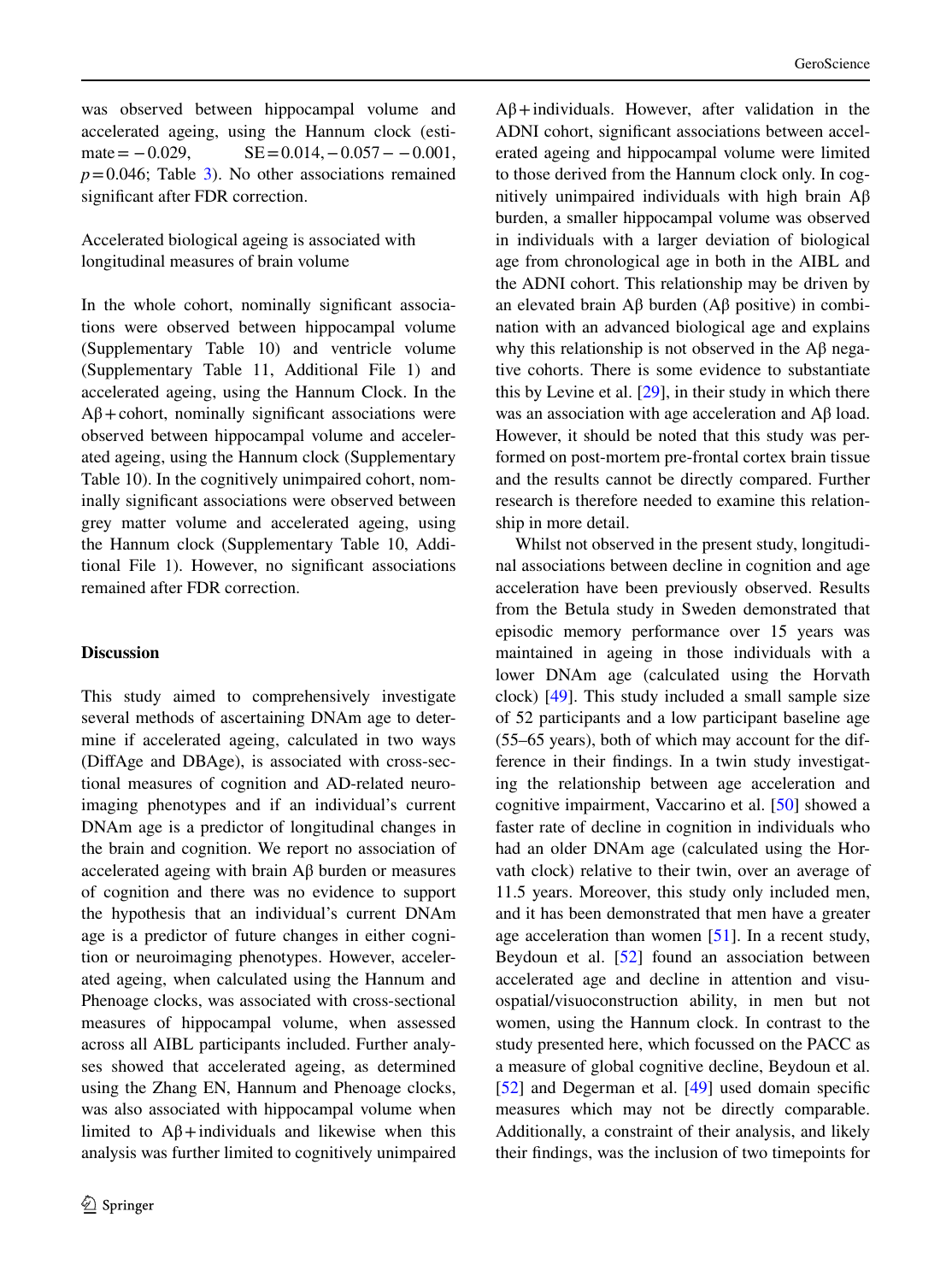was observed between hippocampal volume and accelerated ageing, using the Hannum clock (estimate = −0.029, SE = 0.014, −0.057 − −0.001, $p = 0.046$; Table 3). No other associations remained significant after FDR correction.

Accelerated biological ageing is associated with longitudinal measures of brain volume

In the whole cohort, nominally significant associations were observed between hippocampal volume (Supplementary Table 10) and ventricle volume (Supplementary Table 11, Additional File 1) and accelerated ageing, using the Hannum Clock. In the Aβ + cohort, nominally significant associations were observed between hippocampal volume and accelerated ageing, using the Hannum clock (Supplementary Table 10). In the cognitively unimpaired cohort, nominally significant associations were observed between grey matter volume and accelerated ageing, using the Hannum clock (Supplementary Table 10, Additional File 1). However, no significant associations remained after FDR correction.

## Discussion

This study aimed to comprehensively investigate several methods of ascertaining DNAm age to determine if accelerated ageing, calculated in two ways (DiffAge and DBAge), is associated with cross-sectional measures of cognition and AD-related neuroimaging phenotypes and if an individual's current DNAm age is a predictor of longitudinal changes in the brain and cognition. We report no association of accelerated ageing with brain Aβ burden or measures of cognition and there was no evidence to support the hypothesis that an individual's current DNAm age is a predictor of future changes in either cognition or neuroimaging phenotypes. However, accelerated ageing, when calculated using the Hannum and Phenoage clocks, was associated with cross-sectional measures of hippocampal volume, when assessed across all AIBL participants included. Further analyses showed that accelerated ageing, as determined using the Zhang EN, Hannum and Phenoage clocks, was also associated with hippocampal volume when limited to Aβ + individuals and likewise when this analysis was further limited to cognitively unimpaired Aβ + individuals. However, after validation in the ADNI cohort, significant associations between accelerated ageing and hippocampal volume were limited to those derived from the Hannum clock only. In cognitively unimpaired individuals with high brain Aβ burden, a smaller hippocampal volume was observed in individuals with a larger deviation of biological age from chronological age in both in the AIBL and the ADNI cohort. This relationship may be driven by an elevated brain Aβ burden (Aβ positive) in combination with an advanced biological age and explains why this relationship is not observed in the Aβ negative cohorts. There is some evidence to substantiate this by Levine et al. [29], in their study in which there was an association with age acceleration and Aβ load. However, it should be noted that this study was performed on post-mortem pre-frontal cortex brain tissue and the results cannot be directly compared. Further research is therefore needed to examine this relationship in more detail.

Whilst not observed in the present study, longitudinal associations between decline in cognition and age acceleration have been previously observed. Results from the Betula study in Sweden demonstrated that episodic memory performance over 15 years was maintained in ageing in those individuals with a lower DNAm age (calculated using the Horvath clock) [49]. This study included a small sample size of 52 participants and a low participant baseline age (55–65 years), both of which may account for the difference in their findings. In a twin study investigating the relationship between age acceleration and cognitive impairment, Vaccarino et al. [50] showed a faster rate of decline in cognition in individuals who had an older DNAm age (calculated using the Horvath clock) relative to their twin, over an average of 11.5 years. Moreover, this study only included men, and it has been demonstrated that men have a greater age acceleration than women [51]. In a recent study, Beydoun et al. [52] found an association between accelerated age and decline in attention and visuospatial/visuoconstruction ability, in men but not women, using the Hannum clock. In contrast to the study presented here, which focussed on the PACC as a measure of global cognitive decline, Beydoun et al. [52] and Degerman et al. [49] used domain specific measures which may not be directly comparable. Additionally, a constraint of their analysis, and likely their findings, was the inclusion of two timepoints for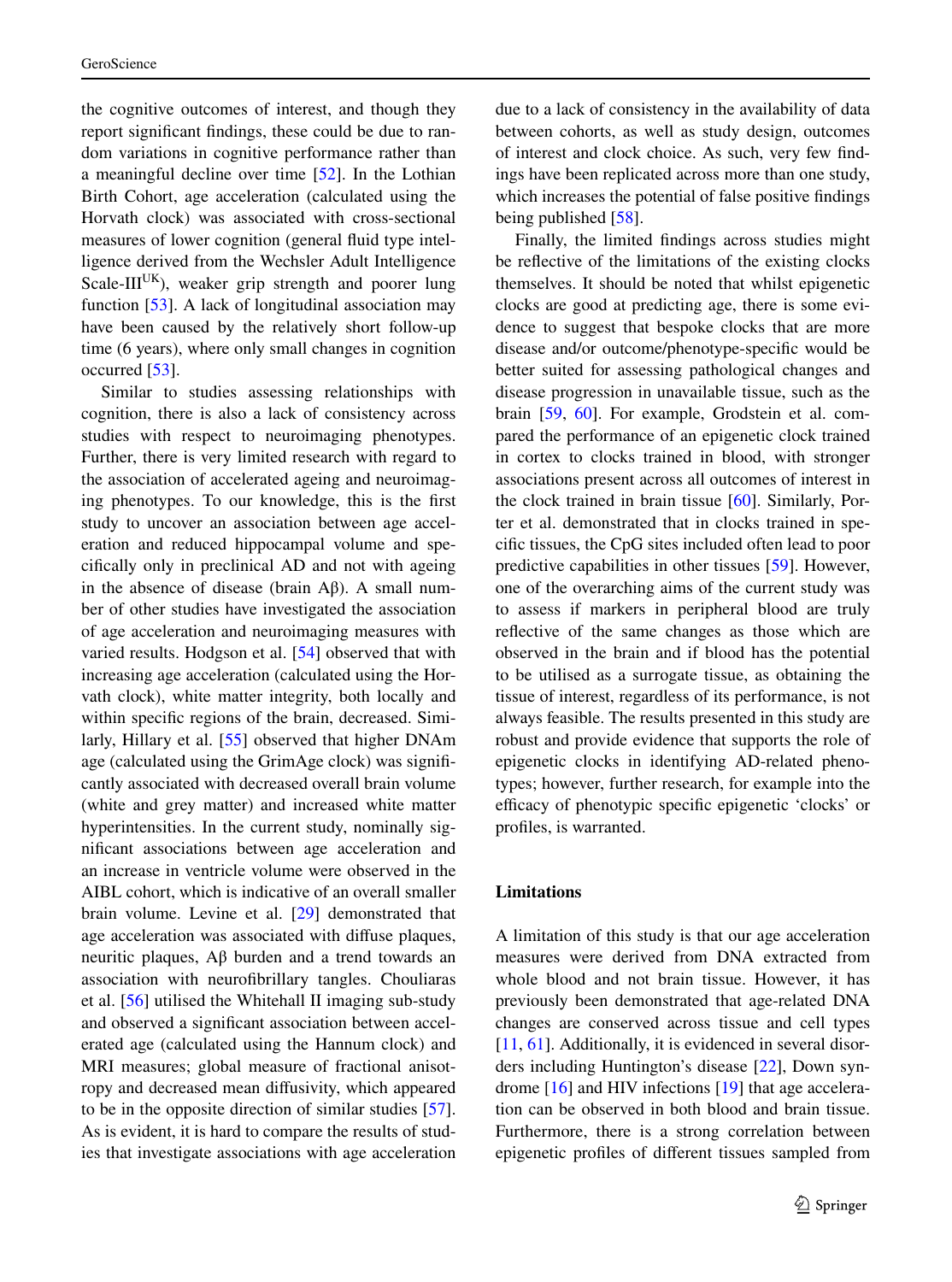the cognitive outcomes of interest, and though they report significant findings, these could be due to random variations in cognitive performance rather than a meaningful decline over time [52]. In the Lothian Birth Cohort, age acceleration (calculated using the Horvath clock) was associated with cross-sectional measures of lower cognition (general fluid type intelligence derived from the Wechsler Adult Intelligence Scale-III[UK]), weaker grip strength and poorer lung function [53]. A lack of longitudinal association may have been caused by the relatively short follow-up time (6 years), where only small changes in cognition occurred [53].

Similar to studies assessing relationships with cognition, there is also a lack of consistency across studies with respect to neuroimaging phenotypes. Further, there is very limited research with regard to the association of accelerated ageing and neuroimaging phenotypes. To our knowledge, this is the first study to uncover an association between age acceleration and reduced hippocampal volume and specifically only in preclinical AD and not with ageing in the absence of disease (brain Aβ). A small number of other studies have investigated the association of age acceleration and neuroimaging measures with varied results. Hodgson et al. [54] observed that with increasing age acceleration (calculated using the Horvath clock), white matter integrity, both locally and within specific regions of the brain, decreased. Similarly, Hillary et al. [55] observed that higher DNAm age (calculated using the GrimAge clock) was significantly associated with decreased overall brain volume (white and grey matter) and increased white matter hyperintensities. In the current study, nominally significant associations between age acceleration and an increase in ventricle volume were observed in the AIBL cohort, which is indicative of an overall smaller brain volume. Levine et al. [29] demonstrated that age acceleration was associated with diffuse plaques, neuritic plaques, Aβ burden and a trend towards an association with neurofibrillary tangles. Chouliaras et al. [56] utilised the Whitehall II imaging sub-study and observed a significant association between accelerated age (calculated using the Hannum clock) and MRI measures; global measure of fractional anisotropy and decreased mean diffusivity, which appeared to be in the opposite direction of similar studies [57]. As is evident, it is hard to compare the results of studies that investigate associations with age acceleration due to a lack of consistency in the availability of data between cohorts, as well as study design, outcomes of interest and clock choice. As such, very few findings have been replicated across more than one study, which increases the potential of false positive findings being published [58].

Finally, the limited findings across studies might be reflective of the limitations of the existing clocks themselves. It should be noted that whilst epigenetic clocks are good at predicting age, there is some evidence to suggest that bespoke clocks that are more disease and/or outcome/phenotype-specific would be better suited for assessing pathological changes and disease progression in unavailable tissue, such as the brain [59, 60]. For example, Grodstein et al. compared the performance of an epigenetic clock trained in cortex to clocks trained in blood, with stronger associations present across all outcomes of interest in the clock trained in brain tissue [60]. Similarly, Porter et al. demonstrated that in clocks trained in specific tissues, the CpG sites included often lead to poor predictive capabilities in other tissues [59]. However, one of the overarching aims of the current study was to assess if markers in peripheral blood are truly reflective of the same changes as those which are observed in the brain and if blood has the potential to be utilised as a surrogate tissue, as obtaining the tissue of interest, regardless of its performance, is not always feasible. The results presented in this study are robust and provide evidence that supports the role of epigenetic clocks in identifying AD-related phenotypes; however, further research, for example into the efficacy of phenotypic specific epigenetic 'clocks' or profiles, is warranted.

## Limitations

A limitation of this study is that our age acceleration measures were derived from DNA extracted from whole blood and not brain tissue. However, it has previously been demonstrated that age-related DNA changes are conserved across tissue and cell types [11, 61]. Additionally, it is evidenced in several disorders including Huntington's disease [22], Down syndrome [16] and HIV infections [19] that age acceleration can be observed in both blood and brain tissue. Furthermore, there is a strong correlation between epigenetic profiles of different tissues sampled from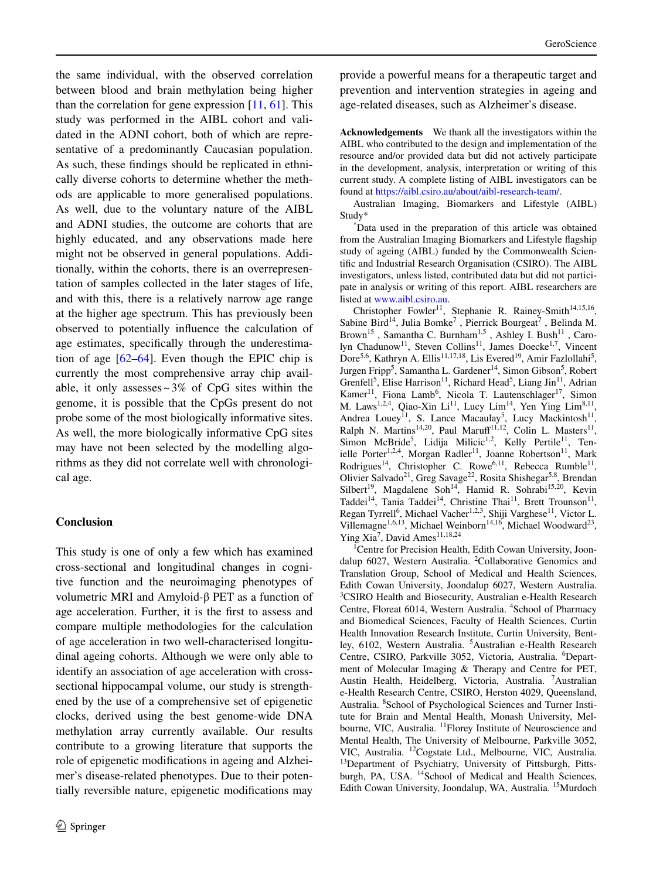the same individual, with the observed correlation between blood and brain methylation being higher than the correlation for gene expression [11, 61]. This study was performed in the AIBL cohort and validated in the ADNI cohort, both of which are representative of a predominantly Caucasian population. As such, these findings should be replicated in ethnically diverse cohorts to determine whether the methods are applicable to more generalised populations. As well, due to the voluntary nature of the AIBL and ADNI studies, the outcome are cohorts that are highly educated, and any observations made here might not be observed in general populations. Additionally, within the cohorts, there is an overrepresentation of samples collected in the later stages of life, and with this, there is a relatively narrow age range at the higher age spectrum. This has previously been observed to potentially influence the calculation of age estimates, specifically through the underestimation of age [62–64]. Even though the EPIC chip is currently the most comprehensive array chip available, it only assesses ~3% of CpG sites within the genome, it is possible that the CpGs present do not probe some of the most biologically informative sites. As well, the more biologically informative CpG sites may have not been selected by the modelling algorithms as they did not correlate well with chronological age.

## Conclusion

This study is one of only a few which has examined cross-sectional and longitudinal changes in cognitive function and the neuroimaging phenotypes of volumetric MRI and Amyloid-β PET as a function of age acceleration. Further, it is the first to assess and compare multiple methodologies for the calculation of age acceleration in two well-characterised longitudinal ageing cohorts. Although we were only able to identify an association of age acceleration with cross-sectional hippocampal volume, our study is strengthened by the use of a comprehensive set of epigenetic clocks, derived using the best genome-wide DNA methylation array currently available. Our results contribute to a growing literature that supports the role of epigenetic modifications in ageing and Alzheimer's disease-related phenotypes. Due to their potentially reversible nature, epigenetic modifications may provide a powerful means for a therapeutic target and prevention and intervention strategies in ageing and age-related diseases, such as Alzheimer's disease.

**Acknowledgements** We thank all the investigators within the AIBL who contributed to the design and implementation of the resource and/or provided data but did not actively participate in the development, analysis, interpretation or writing of this current study. A complete listing of AIBL investigators can be found at https://aibl.csiro.au/about/aibl-research-team/.

Australian Imaging, Biomarkers and Lifestyle (AIBL) Study*

*Data used in the preparation of this article was obtained from the Australian Imaging Biomarkers and Lifestyle flagship study of ageing (AIBL) funded by the Commonwealth Scientific and Industrial Research Organisation (CSIRO). The AIBL investigators, unless listed, contributed data but did not participate in analysis or writing of this report. AIBL researchers are listed at www.aibl.csiro.au.

Christopher Fowler[11], Stephanie R. Rainey-Smith[14,15,16], Sabine Bird[14], Julia Bomke[7], Pierrick Bourgeat[7], Belinda M. Brown[15], Samantha C. Burnham[1,5], Ashley I. Bush[11], Carolyn Chadunow[11], Steven Collins[11], James Doecke[1,7], Vincent Dore[5,6], Kathryn A. Ellis[11,17,18], Lis Evered[19], Amir Fazlollahi[5], Jurgen Fripp[5], Samantha L. Gardener[14], Simon Gibson[5], Robert Grenfell[5], Elise Harrison[11], Richard Head[5], Liang Jin[11], Adrian Kamer[11], Fiona Lamb[6], Nicola T. Lautenschlager[17], Simon M. Laws[1,2,4], Qiao-Xin Li[11], Lucy Lim[14], Yen Ying Lim[8,11], Andrea Louey[11], S. Lance Macaulay[5], Lucy Mackintosh[11], Ralph N. Martins[14,20], Paul Maruff[11,12], Colin L. Masters[11], Simon McBride[5], Lidija Milicic[1,2], Kelly Pertile[11], Tenielle Porter[1,2,4], Morgan Radler[11], Joanne Robertson[11], Mark Rodrigues[14], Christopher C. Rowe[6,11], Rebecca Rumble[11], Olivier Salvado[21], Greg Savage[22], Rosita Shishegar[5,8], Brendan Silbert[19], Magdalene Soh[14], Hamid R. Sohrabi[15,20], Kevin Taddei[14], Tania Taddei[14], Christine Thai[11], Brett Trounson[11], Regan Tyrrell[6], Michael Vacher[1,2,3], Shiji Varghese[11], Victor L. Villemagne[1,6,13], Michael Weinborn[14,16], Michael Woodward[23], Ying Xia[7], David Ames[11,18,24]

[1]Centre for Precision Health, Edith Cowan University, Joondalup 6027, Western Australia. [2]Collaborative Genomics and Translation Group, School of Medical and Health Sciences, Edith Cowan University, Joondalup 6027, Western Australia. [3]CSIRO Health and Biosecurity, Australian e-Health Research Centre, Floreat 6014, Western Australia. [4]School of Pharmacy and Biomedical Sciences, Faculty of Health Sciences, Curtin Health Innovation Research Institute, Curtin University, Bentley, 6102, Western Australia. [5]Australian e-Health Research Centre, CSIRO, Parkville 3052, Victoria, Australia. [6]Department of Molecular Imaging & Therapy and Centre for PET, Austin Health, Heidelberg, Victoria, Australia. [7]Australian e-Health Research Centre, CSIRO, Herston 4029, Queensland, Australia. [8]School of Psychological Sciences and Turner Institute for Brain and Mental Health, Monash University, Melbourne, VIC, Australia. [11]Florey Institute of Neuroscience and Mental Health, The University of Melbourne, Parkville 3052, VIC, Australia. [12]Cogstate Ltd., Melbourne, VIC, Australia. [13]Department of Psychiatry, University of Pittsburgh, Pittsburgh, PA, USA. [14]School of Medical and Health Sciences, Edith Cowan University, Joondalup, WA, Australia. [15]Murdoch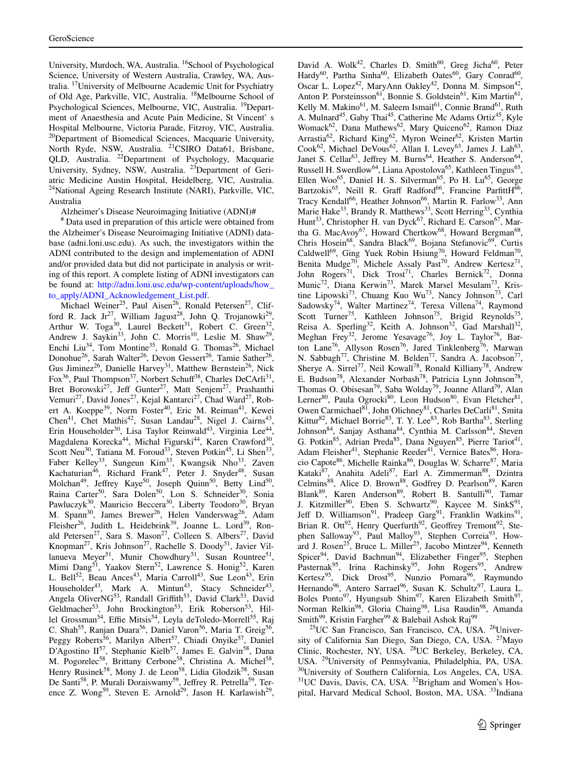University, Murdoch, WA, Australia. [16]School of Psychological Science, University of Western Australia, Crawley, WA, Australia. [17]University of Melbourne Academic Unit for Psychiatry of Old Age, Parkville, VIC, Australia. [18]Melbourne School of Psychological Sciences, Melbourne, VIC, Australia. [19]Department of Anaesthesia and Acute Pain Medicine, St Vincent' s Hospital Melbourne, Victoria Parade, Fitzroy, VIC, Australia. [20]Department of Biomedical Sciences, Macquarie University, North Ryde, NSW, Australia. [21]CSIRO Data61, Brisbane, QLD, Australia. [22]Department of Psychology, Macquarie University, Sydney, NSW, Australia. [23]Department of Geriatric Medicine Austin Hospital, Heidelberg, VIC, Australia. [24]National Ageing Research Institute (NARI), Parkville, VIC, Australia

Alzheimer's Disease Neuroimaging Initiative (ADNI)#

# Data used in preparation of this article were obtained from the Alzheimer's Disease Neuroimaging Initiative (ADNI) database (adni.loni.usc.edu). As such, the investigators within the ADNI contributed to the design and implementation of ADNI and/or provided data but did not participate in analysis or writing of this report. A complete listing of ADNI investigators can be found at: http://adni.loni.usc.edu/wp-content/uploads/how_to_apply/ADNI_Acknowledgement_List.pdf.

Michael Weiner[25], Paul Aisen[26], Ronald Petersen[27], Clifford R. Jack Jr[27], William Jagust[28], John Q. Trojanowki[29], Arthur W. Toga[30], Laurel Beckett[31], Robert C. Green[32], Andrew J. Saykin[33], John C. Morris[10], Leslie M. Shaw[29], Enchi Liu[34], Tom Montine[35], Ronald G. Thomas[26], Michael Donohue[26], Sarah Walter[26], Devon Gessert[26], Tamie Sather[26], Gus Jiminez[26], Danielle Harvey[31], Matthew Bernstein[26], Nick Fox[36], Paul Thompson[37], Norbert Schuff[38], Charles DeCArli[31], Bret Borowski[27], Jeff Gunter[27], Matt Senjem[27], Prashanthi Vemuri[27], David Jones[27], Kejal Kantarci[27], Chad Ward[27], Robert A. Koeppe[39], Norm Foster[40], Eric M. Reiman[41], Kewei Chen[41], Chet Mathis[42], Susan Landau[28], Nigel J. Cairns[43], Erin Householder[30], Lisa Taylor Reinwald[43], Virginia Lee[44], Magdalena Korecka[44], Michal Figurski[44], Karen Crawford[30], Scott Neu[30], Tatiana M. Foroud[33], Steven Potkin[45], Li Shen[33], Faber Kelley[33], Sungeun Kim[33], Kwangsik Nho[33], Zaven Kachaturian[46], Richard Frank[47], Peter J. Snyder[48], Susan Molchan[49], Jeffrey Kaye[50], Joseph Quinn[50], Betty Lind[50], Raina Carter[50], Sara Dolen[50], Lon S. Schneider[30], Sonia Pawluczyk[30], Mauricio Beccera[30], Liberty Teodoro[30], Bryan M. Spann[30], James Brewer[26], Helen Vanderswag[26], Adam Fleisher[26], Judith L. Heidebrink[39], Joanne L. Lord[39], Ronald Petersen[27], Sara S. Mason[27], Colleen S. Albers[27], David Knopman[27], Kris Johnson[27], Rachelle S. Doody[51], Javier Villanueva Meyer[51], Munir Chowdhury[51], Susan Rountree[51], Mimi Dang[51], Yaakov Stern[52], Lawrence S. Honig[52], Karen L. Bell[52], Beau Ances[43], Maria Carroll[43], Sue Leon[43], Erin Householder[43], Mark A. Mintun[43], Stacy Schneider[43], Angela OliverNG[53], Randall Griffith[53], David Clark[53], David Geldmacher[53], John Brockington[53], Erik Roberson[53], Hillel Grossman[54], Effie Mitsis[54], Leyla deToledo-Morrell[55], Raj C. Shah[55], Ranjan Duara[56], Daniel Varon[56], Maria T. Greig[56], Peggy Roberts[56], Marilyn Albert[57], Chiadi Onyike[57], Daniel D'Agostino II[57], Stephanie Kielb[57], James E. Galvin[58], Dana M. Pogorelec[58], Brittany Cerbone[58], Christina A. Michel[58], Henry Rusinek[58], Mony J. de Leon[58], Lidia Glodzik[58], Susan De Santi[58], P. Murali Doraiswamy[59], Jeffrey R. Petrella[59], Terence Z. Wong[59], Steven E. Arnold[29], Jason H. Karlawish[29], David A. Wolk[42], Charles D. Smith[60], Greg Jicha[60], Peter Hardy[60], Partha Sinha[60], Elizabeth Oates[60], Gary Conrad[60], Oscar L. Lopez[42], MaryAnn Oakley[42], Donna M. Simpson[42], Anton P. Porsteinsson[61], Bonnie S. Goldstein[61], Kim Martin[61], Kelly M. Makino[61], M. Saleem Ismail[61], Connie Brand[61], Ruth A. Mulnard[45], Gaby Thai[45], Catherine Mc Adams Ortiz[45], Kyle Womack[62], Dana Mathews[62], Mary Quiceno[62], Ramon Diaz Arrastia[62], Richard King[62], Myron Weiner[62], Kristen Martin Cook[62], Michael DeVous[62], Allan I. Levey[63], James J. Lah[63], Janet S. Cellar[63], Jeffrey M. Burns[64], Heather S. Anderson[64], Russell H. Swerdlow[64], Liana Apostolova[65], Kathleen Tingus[65], Ellen Woo[65], Daniel H. S. Silverman[65], Po H. Lu[65], George Bartzokis[65], Neill R. Graff Radford[66], Francine ParfittH[66], Tracy Kendall[66], Heather Johnson[66], Martin R. Farlow[33], Ann Marie Hake[33], Brandy R. Matthews[33], Scott Herring[33], Cynthia Hunt[33], Christopher H. van Dyck[67], Richard E. Carson[67], Martha G. MacAvoy[67], Howard Chertkow[68], Howard Bergman[68], Chris Hosein[68], Sandra Black[69], Bojana Stefanovic[69], Curtis Caldwell[69], Ging Yuek Robin Hsiung[70], Howard Feldman[70], Benita Mudge[70], Michele Assaly Past[70], Andrew Kertesz[71], John Rogers[71], Dick Trost[71], Charles Bernick[72], Donna Munic[72], Diana Kerwin[73], Marek Marsel Mesulam[73], Kristine Lipowski[73], Chuang Kuo Wu[73], Nancy Johnson[73], Carl Sadowsky[74], Walter Martinez[74], Teresa Villena[74], Raymond Scott Turner[75], Kathleen Johnson[75], Brigid Reynolds[75], Reisa A. Sperling[32], Keith A. Johnson[32], Gad Marshall[32], Meghan Frey[32], Jerome Yesavage[76], Joy L. Taylor[76], Barton Lane[76], Allyson Rosen[76], Jared Tinklenberg[76], Marwan N. Sabbagh[77], Christine M. Belden[77], Sandra A. Jacobson[77], Sherye A. Sirrel[77], Neil Kowall[78], Ronald Killiany[78], Andrew E. Budson[78], Alexander Norbash[78], Patricia Lynn Johnson[78], Thomas O. Obisesan[79], Saba Wolday[79], Joanne Allard[79], Alan Lerner[80], Paula Ogrocki[80], Leon Hudson[80], Evan Fletcher[81], Owen Carmichael[81], John Olichney[81], Charles DeCarli[81], Smita Kittur[82], Michael Borrie[83], T. Y. Lee[83], Rob Bartha[83], Sterling Johnson[84], Sanjay Asthana[84], Cynthia M. Carlsson[84], Steven G. Potkin[85], Adrian Preda[85], Dana Nguyen[85], Pierre Tariot[41], Adam Fleisher[41], Stephanie Reeder[41], Vernice Bates[86], Horacio Capote[86], Michelle Rainka[86], Douglas W. Scharre[87], Maria Kataki[87], Anahita Adeli[87], Earl A. Zimmerman[88], Dzintra Celmins[88], Alice D. Brown[88], Godfrey D. Pearlson[89], Karen Blank[89], Karen Anderson[89], Robert B. Santulli[90], Tamar J. Kitzmiller[90], Eben S. Schwartz[90], Kaycee M. SinkS[91], Jeff D. Williamson[91], Pradeep Garg[91], Franklin Watkins[91], Brian R. Ott[92], Henry Querfurth[92], Geoffrey Tremont[92], Stephen Salloway[93], Paul Malloy[93], Stephen Correia[93], Howard J. Rosen[25], Bruce L. Miller[25], Jacobo Mintzer[94], Kenneth Spicer[94], David Bachman[94], Elizabether Finger[95], Stephen Pasternak[95], Irina Rachinsky[95], John Rogers[95], Andrew Kertesz[95], Dick Drost[95], Nunzio Pomara[96], Raymundo Hernando[96], Antero Sarrael[96], Susan K. Schultz[97], Laura L. Boles Ponto[97], Hyungsub Shim[97], Karen Elizabeth Smith[97], Norman Relkin[98], Gloria Chaing[98], Lisa Raudin[98], Amanda Smith[99], Kristin Fargher[99] & Balebail Ashok Raj[99]

[25]UC San Francisco, San Francisco, CA, USA. [26]University of California San Diego, San Diego, CA, USA. [27]Mayo Clinic, Rochester, NY, USA. [28]UC Berkeley, Berkeley, CA, USA. [29]University of Pennsylvania, Philadelphia, PA, USA. [30]University of Southern California, Los Angeles, CA, USA. [31]UC Davis, Davis, CA, USA. [32]Brigham and Women's Hospital, Harvard Medical School, Boston, MA, USA. [33]Indiana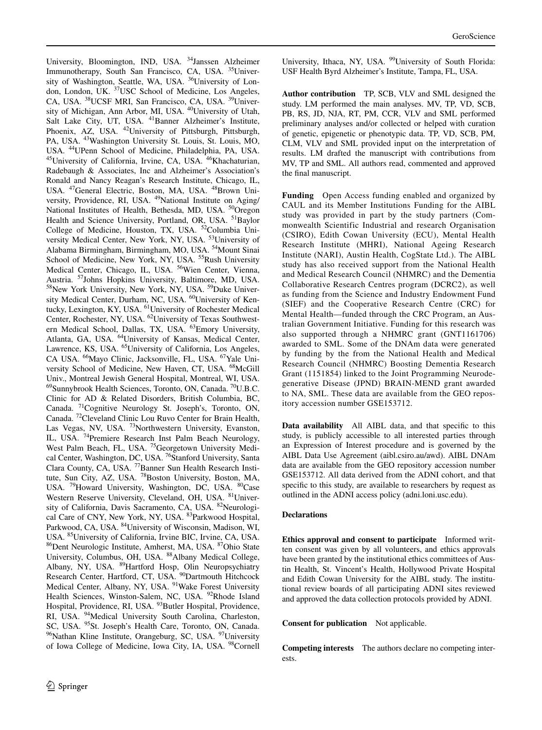University, Bloomington, IND, USA. [34]Janssen Alzheimer Immunotherapy, South San Francisco, CA, USA. [35]University of Washington, Seattle, WA, USA. [36]University of London, London, UK. [37]USC School of Medicine, Los Angeles, CA, USA. [38]UCSF MRI, San Francisco, CA, USA. [39]University of Michigan, Ann Arbor, MI, USA. [40]University of Utah, Salt Lake City, UT, USA. [41]Banner Alzheimer's Institute, Phoenix, AZ, USA. [42]University of Pittsburgh, Pittsburgh, PA, USA. [43]Washington University St. Louis, St. Louis, MO, USA. [44]UPenn School of Medicine, Philadelphia, PA, USA. [45]University of California, Irvine, CA, USA. [46]Khachaturian, Radebaugh & Associates, Inc and Alzheimer's Association's Ronald and Nancy Reagan's Research Institute, Chicago, IL, USA. [47]General Electric, Boston, MA, USA. [48]Brown University, Providence, RI, USA. [49]National Institute on Aging/ National Institutes of Health, Bethesda, MD, USA. [50]Oregon Health and Science University, Portland, OR, USA. [51]Baylor College of Medicine, Houston, TX, USA. [52]Columbia University Medical Center, New York, NY, USA. [53]University of Alabama Birmingham, Birmingham, MO, USA. [54]Mount Sinai School of Medicine, New York, NY, USA. [55]Rush University Medical Center, Chicago, IL, USA. [56]Wien Center, Vienna, Austria. [57]Johns Hopkins University, Baltimore, MD, USA. [58]New York University, New York, NY, USA. [59]Duke University Medical Center, Durham, NC, USA. [60]University of Kentucky, Lexington, KY, USA. [61]University of Rochester Medical Center, Rochester, NY, USA. [62]University of Texas Southwestern Medical School, Dallas, TX, USA. [63]Emory University, Atlanta, GA, USA. [64]University of Kansas, Medical Center, Lawrence, KS, USA. [65]University of California, Los Angeles, CA USA. [66]Mayo Clinic, Jacksonville, FL, USA. [67]Yale University School of Medicine, New Haven, CT, USA. [68]McGill Univ., Montreal Jewish General Hospital, Montreal, WI, USA. [69]Sunnybrook Health Sciences, Toronto, ON, Canada. [70]U.B.C. Clinic for AD & Related Disorders, British Columbia, BC, Canada. [71]Cognitive Neurology St. Joseph's, Toronto, ON, Canada. [72]Cleveland Clinic Lou Ruvo Center for Brain Health, Las Vegas, NV, USA. [73]Northwestern University, Evanston, IL, USA. [74]Premiere Research Inst Palm Beach Neurology, West Palm Beach, FL, USA. [75]Georgetown University Medical Center, Washington, DC, USA. [76]Stanford University, Santa Clara County, CA, USA. [77]Banner Sun Health Research Institute, Sun City, AZ, USA. [78]Boston University, Boston, MA, USA. [79]Howard University, Washington, DC, USA. [80]Case Western Reserve University, Cleveland, OH, USA. [81]University of California, Davis Sacramento, CA, USA. [82]Neurological Care of CNY, New York, NY, USA. [83]Parkwood Hospital, Parkwood, CA, USA. [84]University of Wisconsin, Madison, WI, USA. [85]University of California, Irvine BIC, Irvine, CA, USA. [86]Dent Neurologic Institute, Amherst, MA, USA. [87]Ohio State University, Columbus, OH, USA. [88]Albany Medical College, Albany, NY, USA. [89]Hartford Hosp, Olin Neuropsychiatry Research Center, Hartford, CT, USA. [90]Dartmouth Hitchcock Medical Center, Albany, NY, USA. [91]Wake Forest University Health Sciences, Winston-Salem, NC, USA. [92]Rhode Island Hospital, Providence, RI, USA. [93]Butler Hospital, Providence, RI, USA. [94]Medical University South Carolina, Charleston, SC, USA. [95]St. Joseph's Health Care, Toronto, ON, Canada. [96]Nathan Kline Institute, Orangeburg, SC, USA. [97]University of Iowa College of Medicine, Iowa City, IA, USA. [98]Cornell University, Ithaca, NY, USA. [99]University of South Florida: USF Health Byrd Alzheimer's Institute, Tampa, FL, USA.

**Author contribution** TP, SCB, VLV and SML designed the study. LM performed the main analyses. MV, TP, VD, SCB, PB, RS, JD, NJA, RT, PM, CCR, VLV and SML performed preliminary analyses and/or collected or helped with curation of genetic, epigenetic or phenotypic data. TP, VD, SCB, PM, CLM, VLV and SML provided input on the interpretation of results. LM drafted the manuscript with contributions from MV, TP and SML. All authors read, commented and approved the final manuscript.

**Funding** Open Access funding enabled and organized by CAUL and its Member Institutions Funding for the AIBL study was provided in part by the study partners (Commonwealth Scientific Industrial and research Organisation (CSIRO), Edith Cowan University (ECU), Mental Health Research Institute (MHRI), National Ageing Research Institute (NARI), Austin Health, CogState Ltd.). The AIBL study has also received support from the National Health and Medical Research Council (NHMRC) and the Dementia Collaborative Research Centres program (DCRC2), as well as funding from the Science and Industry Endowment Fund (SIEF) and the Cooperative Research Centre (CRC) for Mental Health—funded through the CRC Program, an Australian Government Initiative. Funding for this research was also supported through a NHMRC grant (GNT1161706) awarded to SML. Some of the DNAm data were generated by funding by the from the National Health and Medical Research Council (NHMRC) Boosting Dementia Research Grant (1151854) linked to the Joint Programming Neurodegenerative Disease (JPND) BRAIN-MEND grant awarded to NA, SML. These data are available from the GEO repository accession number GSE153712.

**Data availability** All AIBL data, and that specific to this study, is publicly accessible to all interested parties through an Expression of Interest procedure and is governed by the AIBL Data Use Agreement (aibl.csiro.au/awd). AIBL DNAm data are available from the GEO repository accession number GSE153712. All data derived from the ADNI cohort, and that specific to this study, are available to researchers by request as outlined in the ADNI access policy (adni.loni.usc.edu).

### Declarations

**Ethics approval and consent to participate** Informed written consent was given by all volunteers, and ethics approvals have been granted by the institutional ethics committees of Austin Health, St. Vincent's Health, Hollywood Private Hospital and Edith Cowan University for the AIBL study. The institutional review boards of all participating ADNI sites reviewed and approved the data collection protocols provided by ADNI.

**Consent for publication** Not applicable.

**Competing interests** The authors declare no competing interests.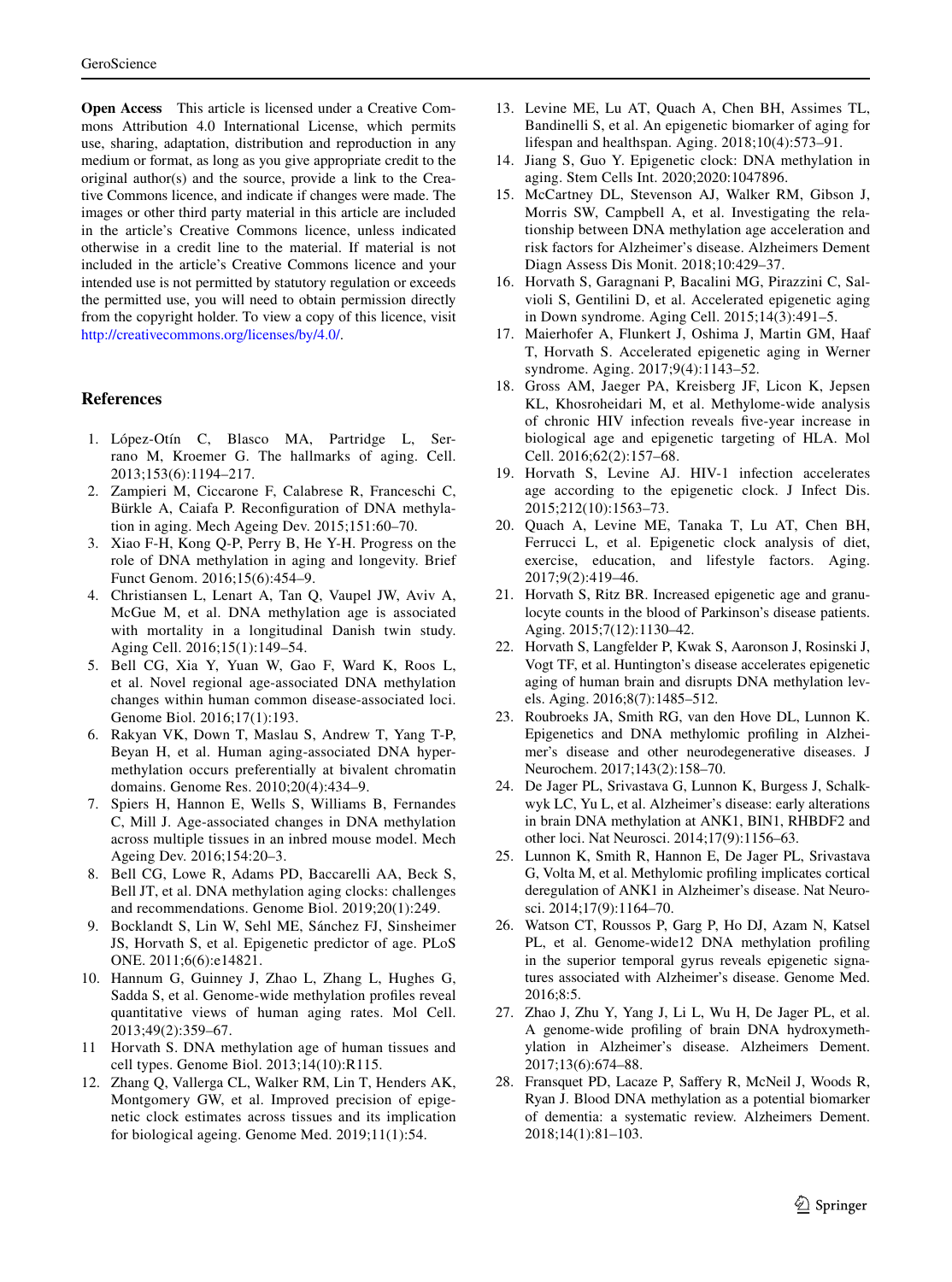**Open Access** This article is licensed under a Creative Commons Attribution 4.0 International License, which permits use, sharing, adaptation, distribution and reproduction in any medium or format, as long as you give appropriate credit to the original author(s) and the source, provide a link to the Creative Commons licence, and indicate if changes were made. The images or other third party material in this article are included in the article's Creative Commons licence, unless indicated otherwise in a credit line to the material. If material is not included in the article's Creative Commons licence and your intended use is not permitted by statutory regulation or exceeds the permitted use, you will need to obtain permission directly from the copyright holder. To view a copy of this licence, visit http://creativecommons.org/licenses/by/4.0/.

## References

1. López-Otín C, Blasco MA, Partridge L, Serrano M, Kroemer G. The hallmarks of aging. Cell. 2013;153(6):1194–217.
2. Zampieri M, Ciccarone F, Calabrese R, Franceschi C, Bürkle A, Caiafa P. Reconfiguration of DNA methylation in aging. Mech Ageing Dev. 2015;151:60–70.
3. Xiao F-H, Kong Q-P, Perry B, He Y-H. Progress on the role of DNA methylation in aging and longevity. Brief Funct Genom. 2016;15(6):454–9.
4. Christiansen L, Lenart A, Tan Q, Vaupel JW, Aviv A, McGue M, et al. DNA methylation age is associated with mortality in a longitudinal Danish twin study. Aging Cell. 2016;15(1):149–54.
5. Bell CG, Xia Y, Yuan W, Gao F, Ward K, Roos L, et al. Novel regional age-associated DNA methylation changes within human common disease-associated loci. Genome Biol. 2016;17(1):193.
6. Rakyan VK, Down T, Maslau S, Andrew T, Yang T-P, Beyan H, et al. Human aging-associated DNA hypermethylation occurs preferentially at bivalent chromatin domains. Genome Res. 2010;20(4):434–9.
7. Spiers H, Hannon E, Wells S, Williams B, Fernandes C, Mill J. Age-associated changes in DNA methylation across multiple tissues in an inbred mouse model. Mech Ageing Dev. 2016;154:20–3.
8. Bell CG, Lowe R, Adams PD, Baccarelli AA, Beck S, Bell JT, et al. DNA methylation aging clocks: challenges and recommendations. Genome Biol. 2019;20(1):249.
9. Bocklandt S, Lin W, Sehl ME, Sánchez FJ, Sinsheimer JS, Horvath S, et al. Epigenetic predictor of age. PLoS ONE. 2011;6(6):e14821.
10. Hannum G, Guinney J, Zhao L, Zhang L, Hughes G, Sadda S, et al. Genome-wide methylation profiles reveal quantitative views of human aging rates. Mol Cell. 2013;49(2):359–67.
11. Horvath S. DNA methylation age of human tissues and cell types. Genome Biol. 2013;14(10):R115.
12. Zhang Q, Vallerga CL, Walker RM, Lin T, Henders AK, Montgomery GW, et al. Improved precision of epigenetic clock estimates across tissues and its implication for biological ageing. Genome Med. 2019;11(1):54.
13. Levine ME, Lu AT, Quach A, Chen BH, Assimes TL, Bandinelli S, et al. An epigenetic biomarker of aging for lifespan and healthspan. Aging. 2018;10(4):573–91.
14. Jiang S, Guo Y. Epigenetic clock: DNA methylation in aging. Stem Cells Int. 2020;2020:1047896.
15. McCartney DL, Stevenson AJ, Walker RM, Gibson J, Morris SW, Campbell A, et al. Investigating the relationship between DNA methylation age acceleration and risk factors for Alzheimer's disease. Alzheimers Dement Diagn Assess Dis Monit. 2018;10:429–37.
16. Horvath S, Garagnani P, Bacalini MG, Pirazzini C, Salvioli S, Gentilini D, et al. Accelerated epigenetic aging in Down syndrome. Aging Cell. 2015;14(3):491–5.
17. Maierhofer A, Flunkert J, Oshima J, Martin GM, Haaf T, Horvath S. Accelerated epigenetic aging in Werner syndrome. Aging. 2017;9(4):1143–52.
18. Gross AM, Jaeger PA, Kreisberg JF, Licon K, Jepsen KL, Khosroheidari M, et al. Methylome-wide analysis of chronic HIV infection reveals five-year increase in biological age and epigenetic targeting of HLA. Mol Cell. 2016;62(2):157–68.
19. Horvath S, Levine AJ. HIV-1 infection accelerates age according to the epigenetic clock. J Infect Dis. 2015;212(10):1563–73.
20. Quach A, Levine ME, Tanaka T, Lu AT, Chen BH, Ferrucci L, et al. Epigenetic clock analysis of diet, exercise, education, and lifestyle factors. Aging. 2017;9(2):419–46.
21. Horvath S, Ritz BR. Increased epigenetic age and granulocyte counts in the blood of Parkinson's disease patients. Aging. 2015;7(12):1130–42.
22. Horvath S, Langfelder P, Kwak S, Aaronson J, Rosinski J, Vogt TF, et al. Huntington's disease accelerates epigenetic aging of human brain and disrupts DNA methylation levels. Aging. 2016;8(7):1485–512.
23. Roubroeks JA, Smith RG, van den Hove DL, Lunnon K. Epigenetics and DNA methylomic profiling in Alzheimer's disease and other neurodegenerative diseases. J Neurochem. 2017;143(2):158–70.
24. De Jager PL, Srivastava G, Lunnon K, Burgess J, Schalkwyk LC, Yu L, et al. Alzheimer's disease: early alterations in brain DNA methylation at ANK1, BIN1, RHBDF2 and other loci. Nat Neurosci. 2014;17(9):1156–63.
25. Lunnon K, Smith R, Hannon E, De Jager PL, Srivastava G, Volta M, et al. Methylomic profiling implicates cortical deregulation of ANK1 in Alzheimer's disease. Nat Neurosci. 2014;17(9):1164–70.
26. Watson CT, Roussos P, Garg P, Ho DJ, Azam N, Katsel PL, et al. Genome-wide12 DNA methylation profiling in the superior temporal gyrus reveals epigenetic signatures associated with Alzheimer's disease. Genome Med. 2016;8:5.
27. Zhao J, Zhu Y, Yang J, Li L, Wu H, De Jager PL, et al. A genome-wide profiling of brain DNA hydroxymethylation in Alzheimer's disease. Alzheimers Dement. 2017;13(6):674–88.
28. Fransquet PD, Lacaze P, Saffery R, McNeil J, Woods R, Ryan J. Blood DNA methylation as a potential biomarker of dementia: a systematic review. Alzheimers Dement. 2018;14(1):81–103.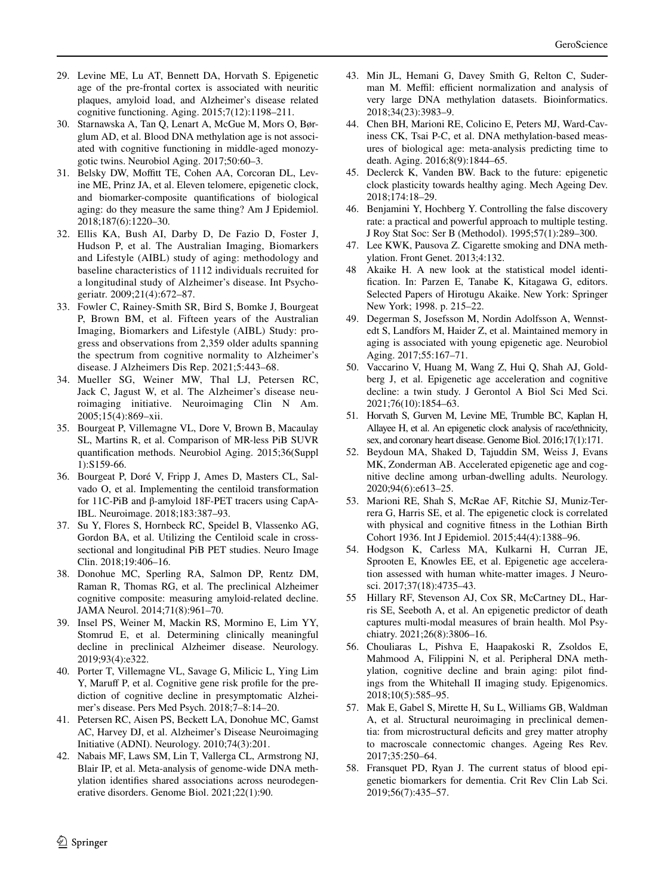29. Levine ME, Lu AT, Bennett DA, Horvath S. Epigenetic age of the pre-frontal cortex is associated with neuritic plaques, amyloid load, and Alzheimer's disease related cognitive functioning. Aging. 2015;7(12):1198–211.
30. Starnawska A, Tan Q, Lenart A, McGue M, Mors O, Børglum AD, et al. Blood DNA methylation age is not associated with cognitive functioning in middle-aged monozygotic twins. Neurobiol Aging. 2017;50:60–3.
31. Belsky DW, Moffitt TE, Cohen AA, Corcoran DL, Levine ME, Prinz JA, et al. Eleven telomere, epigenetic clock, and biomarker-composite quantifications of biological aging: do they measure the same thing? Am J Epidemiol. 2018;187(6):1220–30.
32. Ellis KA, Bush AI, Darby D, De Fazio D, Foster J, Hudson P, et al. The Australian Imaging, Biomarkers and Lifestyle (AIBL) study of aging: methodology and baseline characteristics of 1112 individuals recruited for a longitudinal study of Alzheimer's disease. Int Psychogeriatr. 2009;21(4):672–87.
33. Fowler C, Rainey-Smith SR, Bird S, Bomke J, Bourgeat P, Brown BM, et al. Fifteen years of the Australian Imaging, Biomarkers and Lifestyle (AIBL) Study: progress and observations from 2,359 older adults spanning the spectrum from cognitive normality to Alzheimer's disease. J Alzheimers Dis Rep. 2021;5:443–68.
34. Mueller SG, Weiner MW, Thal LJ, Petersen RC, Jack C, Jagust W, et al. The Alzheimer's disease neuroimaging initiative. Neuroimaging Clin N Am. 2005;15(4):869–xii.
35. Bourgeat P, Villemagne VL, Dore V, Brown B, Macaulay SL, Martins R, et al. Comparison of MR-less PiB SUVR quantification methods. Neurobiol Aging. 2015;36(Suppl 1):S159-66.
36. Bourgeat P, Doré V, Fripp J, Ames D, Masters CL, Salvado O, et al. Implementing the centiloid transformation for 11C-PiB and β-amyloid 18F-PET tracers using CapAIBL. Neuroimage. 2018;183:387–93.
37. Su Y, Flores S, Hornbeck RC, Speidel B, Vlassenko AG, Gordon BA, et al. Utilizing the Centiloid scale in cross-sectional and longitudinal PiB PET studies. Neuro Image Clin. 2018;19:406–16.
38. Donohue MC, Sperling RA, Salmon DP, Rentz DM, Raman R, Thomas RG, et al. The preclinical Alzheimer cognitive composite: measuring amyloid-related decline. JAMA Neurol. 2014;71(8):961–70.
39. Insel PS, Weiner M, Mackin RS, Mormino E, Lim YY, Stomrud E, et al. Determining clinically meaningful decline in preclinical Alzheimer disease. Neurology. 2019;93(4):e322.
40. Porter T, Villemagne VL, Savage G, Milicic L, Ying Lim Y, Maruff P, et al. Cognitive gene risk profile for the prediction of cognitive decline in presymptomatic Alzheimer's disease. Pers Med Psych. 2018;7–8:14–20.
41. Petersen RC, Aisen PS, Beckett LA, Donohue MC, Gamst AC, Harvey DJ, et al. Alzheimer's Disease Neuroimaging Initiative (ADNI). Neurology. 2010;74(3):201.
42. Nabais MF, Laws SM, Lin T, Vallerga CL, Armstrong NJ, Blair IP, et al. Meta-analysis of genome-wide DNA methylation identifies shared associations across neurodegenerative disorders. Genome Biol. 2021;22(1):90.
43. Min JL, Hemani G, Davey Smith G, Relton C, Suderman M. Meffil: efficient normalization and analysis of very large DNA methylation datasets. Bioinformatics. 2018;34(23):3983–9.
44. Chen BH, Marioni RE, Colicino E, Peters MJ, Ward-Caviness CK, Tsai P-C, et al. DNA methylation-based measures of biological age: meta-analysis predicting time to death. Aging. 2016;8(9):1844–65.
45. Declerck K, Vanden BW. Back to the future: epigenetic clock plasticity towards healthy aging. Mech Ageing Dev. 2018;174:18–29.
46. Benjamini Y, Hochberg Y. Controlling the false discovery rate: a practical and powerful approach to multiple testing. J Roy Stat Soc: Ser B (Methodol). 1995;57(1):289–300.
47. Lee KWK, Pausova Z. Cigarette smoking and DNA methylation. Front Genet. 2013;4:132.
48. Akaike H. A new look at the statistical model identification. In: Parzen E, Tanabe K, Kitagawa G, editors. Selected Papers of Hirotugu Akaike. New York: Springer New York; 1998. p. 215–22.
49. Degerman S, Josefsson M, Nordin Adolfsson A, Wennstedt S, Landfors M, Haider Z, et al. Maintained memory in aging is associated with young epigenetic age. Neurobiol Aging. 2017;55:167–71.
50. Vaccarino V, Huang M, Wang Z, Hui Q, Shah AJ, Goldberg J, et al. Epigenetic age acceleration and cognitive decline: a twin study. J Gerontol A Biol Sci Med Sci. 2021;76(10):1854–63.
51. Horvath S, Gurven M, Levine ME, Trumble BC, Kaplan H, Allayee H, et al. An epigenetic clock analysis of race/ethnicity, sex, and coronary heart disease. Genome Biol. 2016;17(1):171.
52. Beydoun MA, Shaked D, Tajuddin SM, Weiss J, Evans MK, Zonderman AB. Accelerated epigenetic age and cognitive decline among urban-dwelling adults. Neurology. 2020;94(6):e613–25.
53. Marioni RE, Shah S, McRae AF, Ritchie SJ, Muniz-Terrera G, Harris SE, et al. The epigenetic clock is correlated with physical and cognitive fitness in the Lothian Birth Cohort 1936. Int J Epidemiol. 2015;44(4):1388–96.
54. Hodgson K, Carless MA, Kulkarni H, Curran JE, Sprooten E, Knowles EE, et al. Epigenetic age acceleration assessed with human white-matter images. J Neurosci. 2017;37(18):4735–43.
55. Hillary RF, Stevenson AJ, Cox SR, McCartney DL, Harris SE, Seeboth A, et al. An epigenetic predictor of death captures multi-modal measures of brain health. Mol Psychiatry. 2021;26(8):3806–16.
56. Chouliaras L, Pishva E, Haapakoski R, Zsoldos E, Mahmood A, Filippini N, et al. Peripheral DNA methylation, cognitive decline and brain aging: pilot findings from the Whitehall II imaging study. Epigenomics. 2018;10(5):585–95.
57. Mak E, Gabel S, Mirette H, Su L, Williams GB, Waldman A, et al. Structural neuroimaging in preclinical dementia: from microstructural deficits and grey matter atrophy to macroscale connectomic changes. Ageing Res Rev. 2017;35:250–64.
58. Fransquet PD, Ryan J. The current status of blood epigenetic biomarkers for dementia. Crit Rev Clin Lab Sci. 2019;56(7):435–57.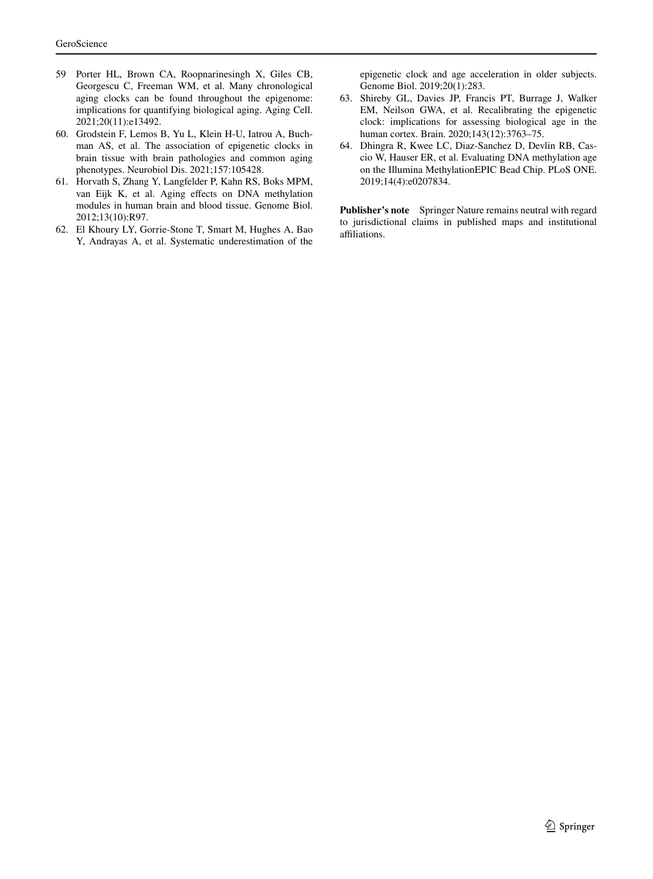59. Porter HL, Brown CA, Roopnarinesingh X, Giles CB, Georgescu C, Freeman WM, et al. Many chronological aging clocks can be found throughout the epigenome: implications for quantifying biological aging. Aging Cell. 2021;20(11):e13492.
60. Grodstein F, Lemos B, Yu L, Klein H-U, Iatrou A, Buchman AS, et al. The association of epigenetic clocks in brain tissue with brain pathologies and common aging phenotypes. Neurobiol Dis. 2021;157:105428.
61. Horvath S, Zhang Y, Langfelder P, Kahn RS, Boks MPM, van Eijk K, et al. Aging effects on DNA methylation modules in human brain and blood tissue. Genome Biol. 2012;13(10):R97.
62. El Khoury LY, Gorrie-Stone T, Smart M, Hughes A, Bao Y, Andrayas A, et al. Systematic underestimation of the epigenetic clock and age acceleration in older subjects. Genome Biol. 2019;20(1):283.
63. Shireby GL, Davies JP, Francis PT, Burrage J, Walker EM, Neilson GWA, et al. Recalibrating the epigenetic clock: implications for assessing biological age in the human cortex. Brain. 2020;143(12):3763–75.
64. Dhingra R, Kwee LC, Diaz-Sanchez D, Devlin RB, Cascio W, Hauser ER, et al. Evaluating DNA methylation age on the Illumina MethylationEPIC Bead Chip. PLoS ONE. 2019;14(4):e0207834.

**Publisher's note** Springer Nature remains neutral with regard to jurisdictional claims in published maps and institutional affiliations.